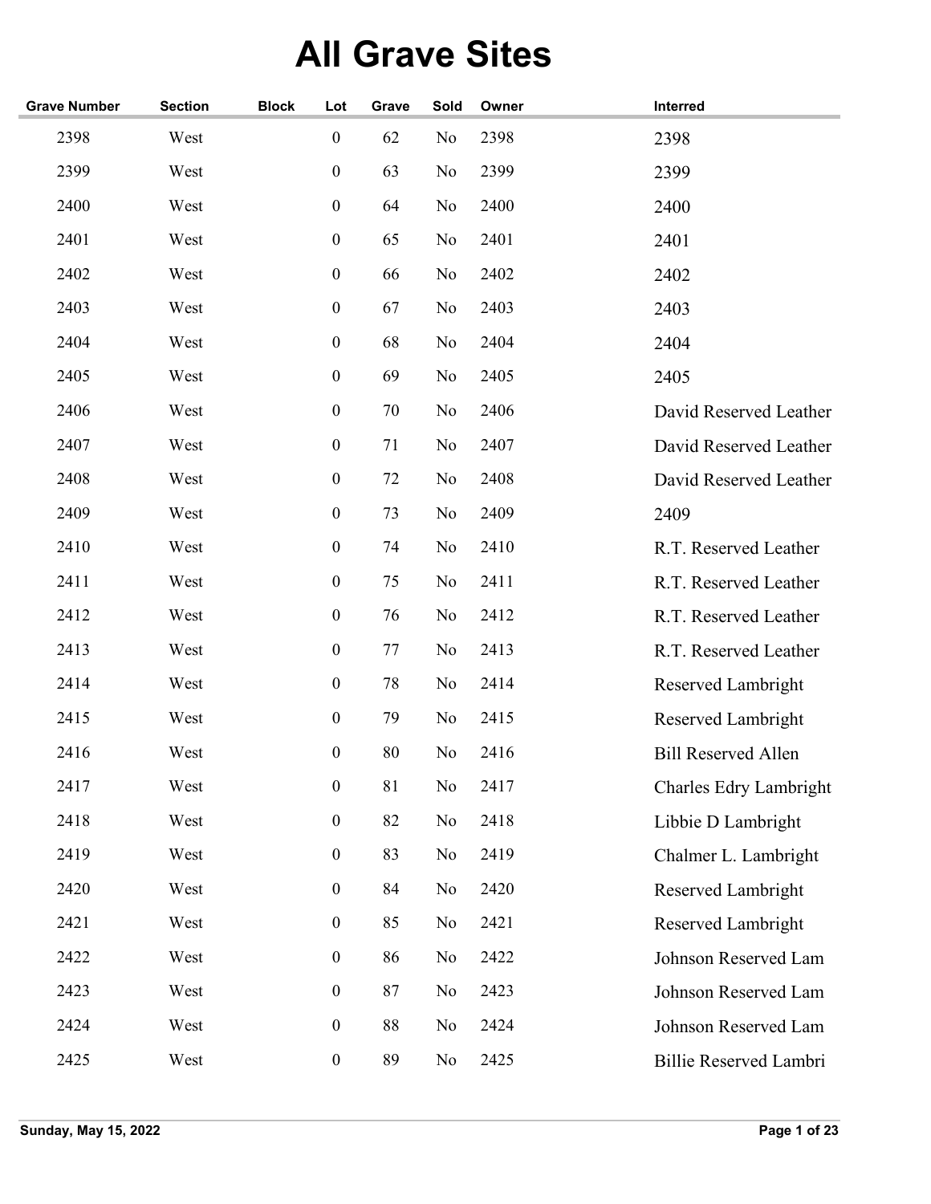# All Grave Sites

| Grave Number | Section | Block | Lot | Grave | Sold | Owner | Interred |
|---|---|---|---|---|---|---|---|
| 2398 | West | | 0 | 62 | No | 2398 | 2398 |
| 2399 | West | | 0 | 63 | No | 2399 | 2399 |
| 2400 | West | | 0 | 64 | No | 2400 | 2400 |
| 2401 | West | | 0 | 65 | No | 2401 | 2401 |
| 2402 | West | | 0 | 66 | No | 2402 | 2402 |
| 2403 | West | | 0 | 67 | No | 2403 | 2403 |
| 2404 | West | | 0 | 68 | No | 2404 | 2404 |
| 2405 | West | | 0 | 69 | No | 2405 | 2405 |
| 2406 | West | | 0 | 70 | No | 2406 | David Reserved Leather |
| 2407 | West | | 0 | 71 | No | 2407 | David Reserved Leather |
| 2408 | West | | 0 | 72 | No | 2408 | David Reserved Leather |
| 2409 | West | | 0 | 73 | No | 2409 | 2409 |
| 2410 | West | | 0 | 74 | No | 2410 | R.T. Reserved Leather |
| 2411 | West | | 0 | 75 | No | 2411 | R.T. Reserved Leather |
| 2412 | West | | 0 | 76 | No | 2412 | R.T. Reserved Leather |
| 2413 | West | | 0 | 77 | No | 2413 | R.T. Reserved Leather |
| 2414 | West | | 0 | 78 | No | 2414 | Reserved Lambright |
| 2415 | West | | 0 | 79 | No | 2415 | Reserved Lambright |
| 2416 | West | | 0 | 80 | No | 2416 | Bill Reserved Allen |
| 2417 | West | | 0 | 81 | No | 2417 | Charles Edry Lambright |
| 2418 | West | | 0 | 82 | No | 2418 | Libbie D Lambright |
| 2419 | West | | 0 | 83 | No | 2419 | Chalmer L. Lambright |
| 2420 | West | | 0 | 84 | No | 2420 | Reserved Lambright |
| 2421 | West | | 0 | 85 | No | 2421 | Reserved Lambright |
| 2422 | West | | 0 | 86 | No | 2422 | Johnson Reserved Lam |
| 2423 | West | | 0 | 87 | No | 2423 | Johnson Reserved Lam |
| 2424 | West | | 0 | 88 | No | 2424 | Johnson Reserved Lam |
| 2425 | West | | 0 | 89 | No | 2425 | Billie Reserved Lambri |

Sunday, May 15, 2022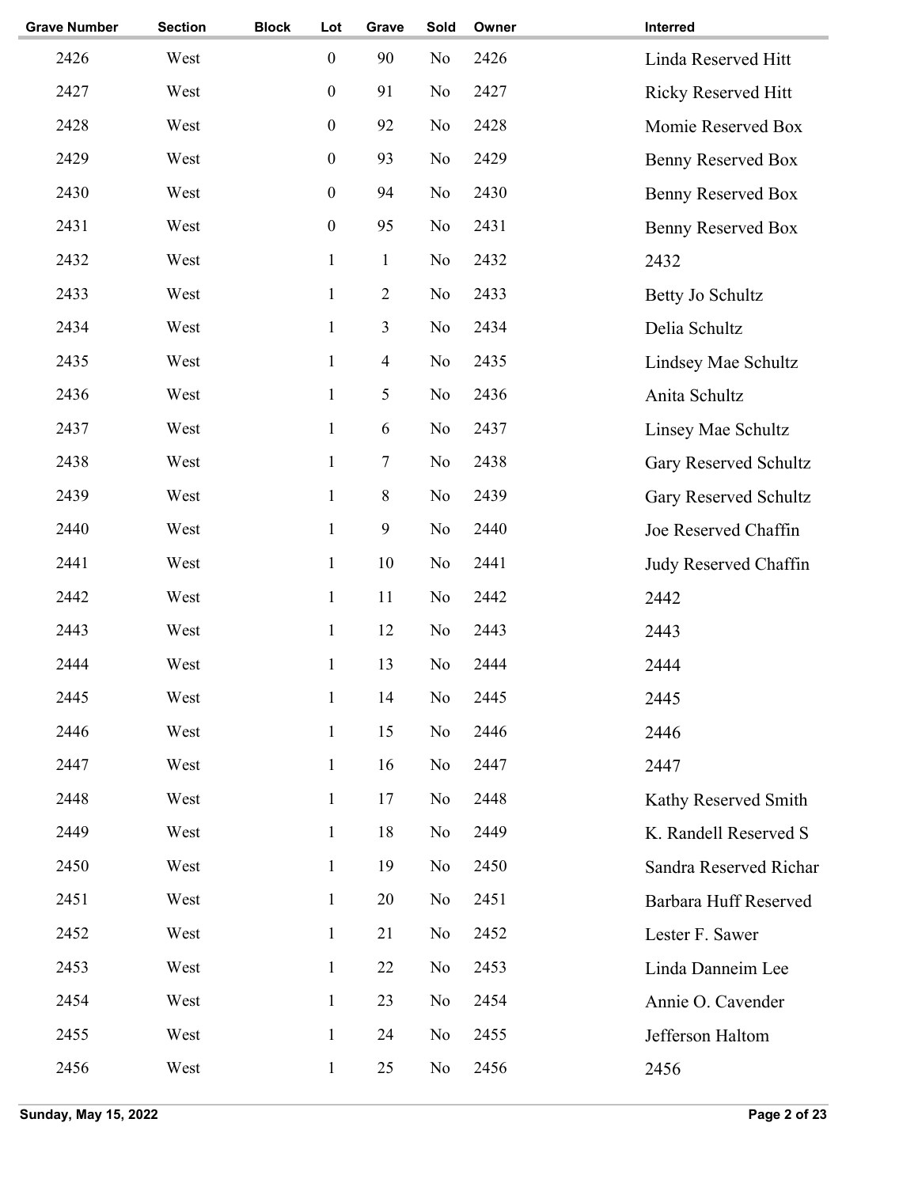| Grave Number | Section | Block | Lot | Grave | Sold | Owner | Interred |
|---|---|---|---|---|---|---|---|
| 2426 | West | | 0 | 90 | No | 2426 | Linda Reserved Hitt |
| 2427 | West | | 0 | 91 | No | 2427 | Ricky Reserved Hitt |
| 2428 | West | | 0 | 92 | No | 2428 | Momie Reserved Box |
| 2429 | West | | 0 | 93 | No | 2429 | Benny Reserved Box |
| 2430 | West | | 0 | 94 | No | 2430 | Benny Reserved Box |
| 2431 | West | | 0 | 95 | No | 2431 | Benny Reserved Box |
| 2432 | West | | 1 | 1 | No | 2432 | 2432 |
| 2433 | West | | 1 | 2 | No | 2433 | Betty Jo Schultz |
| 2434 | West | | 1 | 3 | No | 2434 | Delia Schultz |
| 2435 | West | | 1 | 4 | No | 2435 | Lindsey Mae Schultz |
| 2436 | West | | 1 | 5 | No | 2436 | Anita Schultz |
| 2437 | West | | 1 | 6 | No | 2437 | Linsey Mae Schultz |
| 2438 | West | | 1 | 7 | No | 2438 | Gary Reserved Schultz |
| 2439 | West | | 1 | 8 | No | 2439 | Gary Reserved Schultz |
| 2440 | West | | 1 | 9 | No | 2440 | Joe Reserved Chaffin |
| 2441 | West | | 1 | 10 | No | 2441 | Judy Reserved Chaffin |
| 2442 | West | | 1 | 11 | No | 2442 | 2442 |
| 2443 | West | | 1 | 12 | No | 2443 | 2443 |
| 2444 | West | | 1 | 13 | No | 2444 | 2444 |
| 2445 | West | | 1 | 14 | No | 2445 | 2445 |
| 2446 | West | | 1 | 15 | No | 2446 | 2446 |
| 2447 | West | | 1 | 16 | No | 2447 | 2447 |
| 2448 | West | | 1 | 17 | No | 2448 | Kathy Reserved Smith |
| 2449 | West | | 1 | 18 | No | 2449 | K. Randell Reserved S |
| 2450 | West | | 1 | 19 | No | 2450 | Sandra Reserved Richar |
| 2451 | West | | 1 | 20 | No | 2451 | Barbara Huff Reserved |
| 2452 | West | | 1 | 21 | No | 2452 | Lester F. Sawer |
| 2453 | West | | 1 | 22 | No | 2453 | Linda Danneim Lee |
| 2454 | West | | 1 | 23 | No | 2454 | Annie O. Cavender |
| 2455 | West | | 1 | 24 | No | 2455 | Jefferson Haltom |
| 2456 | West | | 1 | 25 | No | 2456 | 2456 |

Sunday, May 15, 2022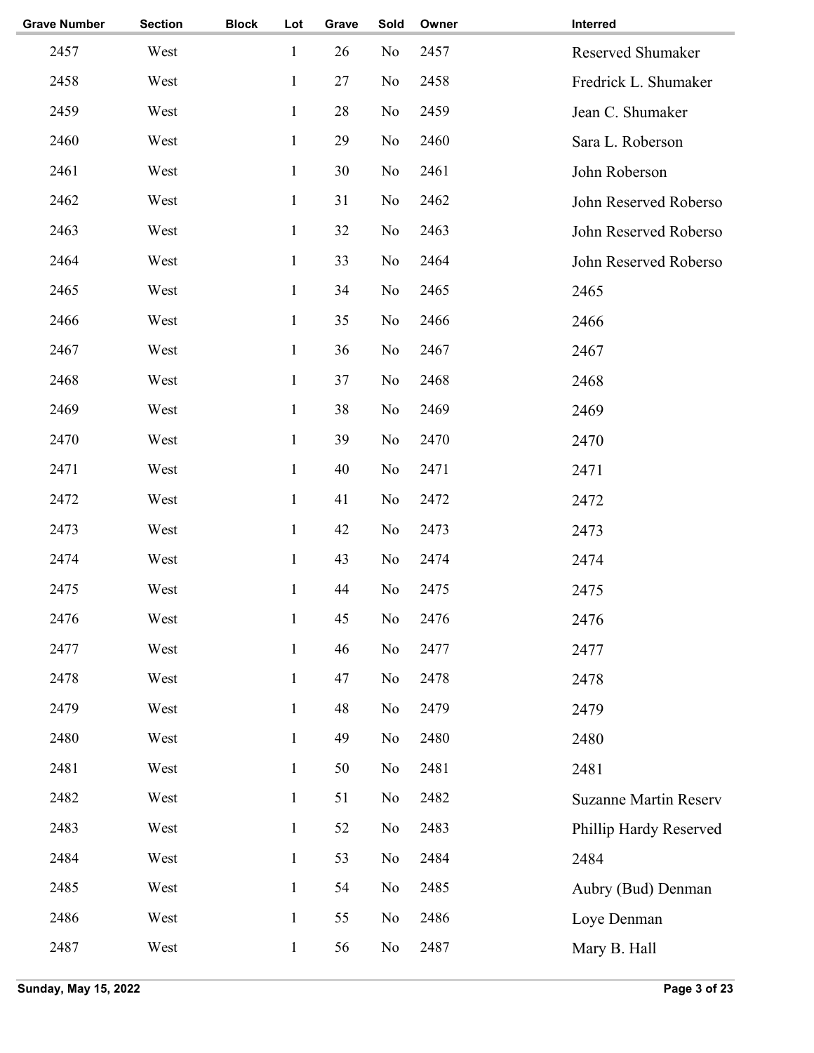| Grave Number | Section | Block | Lot | Grave | Sold | Owner | Interred |
|---|---|---|---|---|---|---|---|
| 2457 | West | | 1 | 26 | No | 2457 | Reserved Shumaker |
| 2458 | West | | 1 | 27 | No | 2458 | Fredrick L. Shumaker |
| 2459 | West | | 1 | 28 | No | 2459 | Jean C. Shumaker |
| 2460 | West | | 1 | 29 | No | 2460 | Sara L. Roberson |
| 2461 | West | | 1 | 30 | No | 2461 | John Roberson |
| 2462 | West | | 1 | 31 | No | 2462 | John Reserved Roberso |
| 2463 | West | | 1 | 32 | No | 2463 | John Reserved Roberso |
| 2464 | West | | 1 | 33 | No | 2464 | John Reserved Roberso |
| 2465 | West | | 1 | 34 | No | 2465 | 2465 |
| 2466 | West | | 1 | 35 | No | 2466 | 2466 |
| 2467 | West | | 1 | 36 | No | 2467 | 2467 |
| 2468 | West | | 1 | 37 | No | 2468 | 2468 |
| 2469 | West | | 1 | 38 | No | 2469 | 2469 |
| 2470 | West | | 1 | 39 | No | 2470 | 2470 |
| 2471 | West | | 1 | 40 | No | 2471 | 2471 |
| 2472 | West | | 1 | 41 | No | 2472 | 2472 |
| 2473 | West | | 1 | 42 | No | 2473 | 2473 |
| 2474 | West | | 1 | 43 | No | 2474 | 2474 |
| 2475 | West | | 1 | 44 | No | 2475 | 2475 |
| 2476 | West | | 1 | 45 | No | 2476 | 2476 |
| 2477 | West | | 1 | 46 | No | 2477 | 2477 |
| 2478 | West | | 1 | 47 | No | 2478 | 2478 |
| 2479 | West | | 1 | 48 | No | 2479 | 2479 |
| 2480 | West | | 1 | 49 | No | 2480 | 2480 |
| 2481 | West | | 1 | 50 | No | 2481 | 2481 |
| 2482 | West | | 1 | 51 | No | 2482 | Suzanne Martin Reserv |
| 2483 | West | | 1 | 52 | No | 2483 | Phillip Hardy Reserved |
| 2484 | West | | 1 | 53 | No | 2484 | 2484 |
| 2485 | West | | 1 | 54 | No | 2485 | Aubry (Bud) Denman |
| 2486 | West | | 1 | 55 | No | 2486 | Loye Denman |
| 2487 | West | | 1 | 56 | No | 2487 | Mary B. Hall |

Sunday, May 15, 2022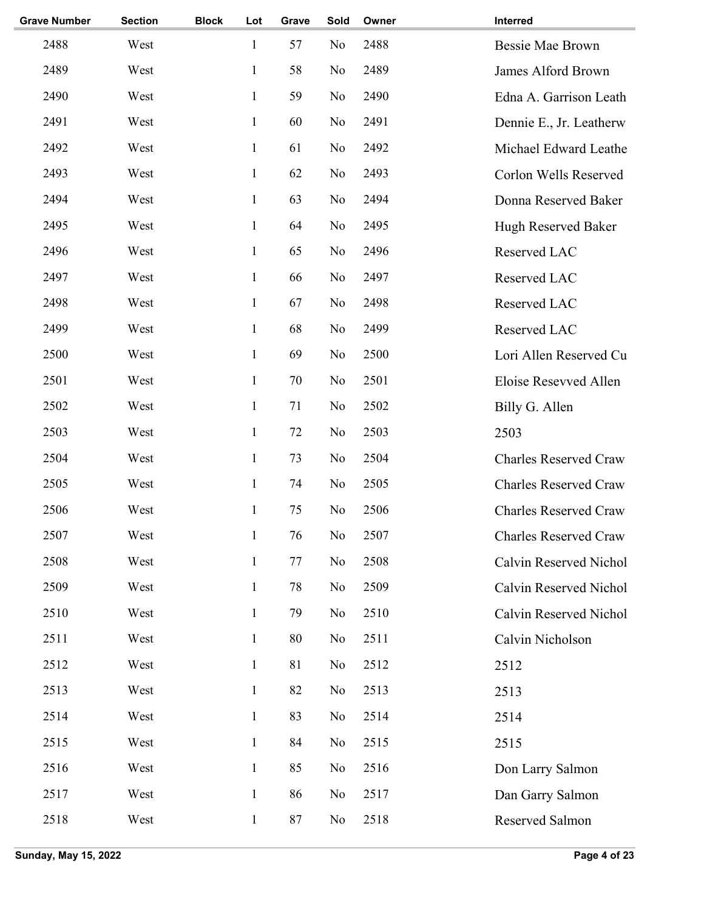| Grave Number | Section | Block | Lot | Grave | Sold | Owner | Interred |
|---|---|---|---|---|---|---|---|
| 2488 | West | | 1 | 57 | No | 2488 | Bessie Mae Brown |
| 2489 | West | | 1 | 58 | No | 2489 | James Alford Brown |
| 2490 | West | | 1 | 59 | No | 2490 | Edna A. Garrison Leath |
| 2491 | West | | 1 | 60 | No | 2491 | Dennie E., Jr. Leatherw |
| 2492 | West | | 1 | 61 | No | 2492 | Michael Edward Leathe |
| 2493 | West | | 1 | 62 | No | 2493 | Corlon Wells Reserved |
| 2494 | West | | 1 | 63 | No | 2494 | Donna Reserved Baker |
| 2495 | West | | 1 | 64 | No | 2495 | Hugh Reserved Baker |
| 2496 | West | | 1 | 65 | No | 2496 | Reserved LAC |
| 2497 | West | | 1 | 66 | No | 2497 | Reserved LAC |
| 2498 | West | | 1 | 67 | No | 2498 | Reserved LAC |
| 2499 | West | | 1 | 68 | No | 2499 | Reserved LAC |
| 2500 | West | | 1 | 69 | No | 2500 | Lori Allen Reserved Cu |
| 2501 | West | | 1 | 70 | No | 2501 | Eloise Resevved Allen |
| 2502 | West | | 1 | 71 | No | 2502 | Billy G. Allen |
| 2503 | West | | 1 | 72 | No | 2503 | 2503 |
| 2504 | West | | 1 | 73 | No | 2504 | Charles Reserved Craw |
| 2505 | West | | 1 | 74 | No | 2505 | Charles Reserved Craw |
| 2506 | West | | 1 | 75 | No | 2506 | Charles Reserved Craw |
| 2507 | West | | 1 | 76 | No | 2507 | Charles Reserved Craw |
| 2508 | West | | 1 | 77 | No | 2508 | Calvin Reserved Nichol |
| 2509 | West | | 1 | 78 | No | 2509 | Calvin Reserved Nichol |
| 2510 | West | | 1 | 79 | No | 2510 | Calvin Reserved Nichol |
| 2511 | West | | 1 | 80 | No | 2511 | Calvin Nicholson |
| 2512 | West | | 1 | 81 | No | 2512 | 2512 |
| 2513 | West | | 1 | 82 | No | 2513 | 2513 |
| 2514 | West | | 1 | 83 | No | 2514 | 2514 |
| 2515 | West | | 1 | 84 | No | 2515 | 2515 |
| 2516 | West | | 1 | 85 | No | 2516 | Don Larry Salmon |
| 2517 | West | | 1 | 86 | No | 2517 | Dan Garry Salmon |
| 2518 | West | | 1 | 87 | No | 2518 | Reserved Salmon |

Sunday, May 15, 2022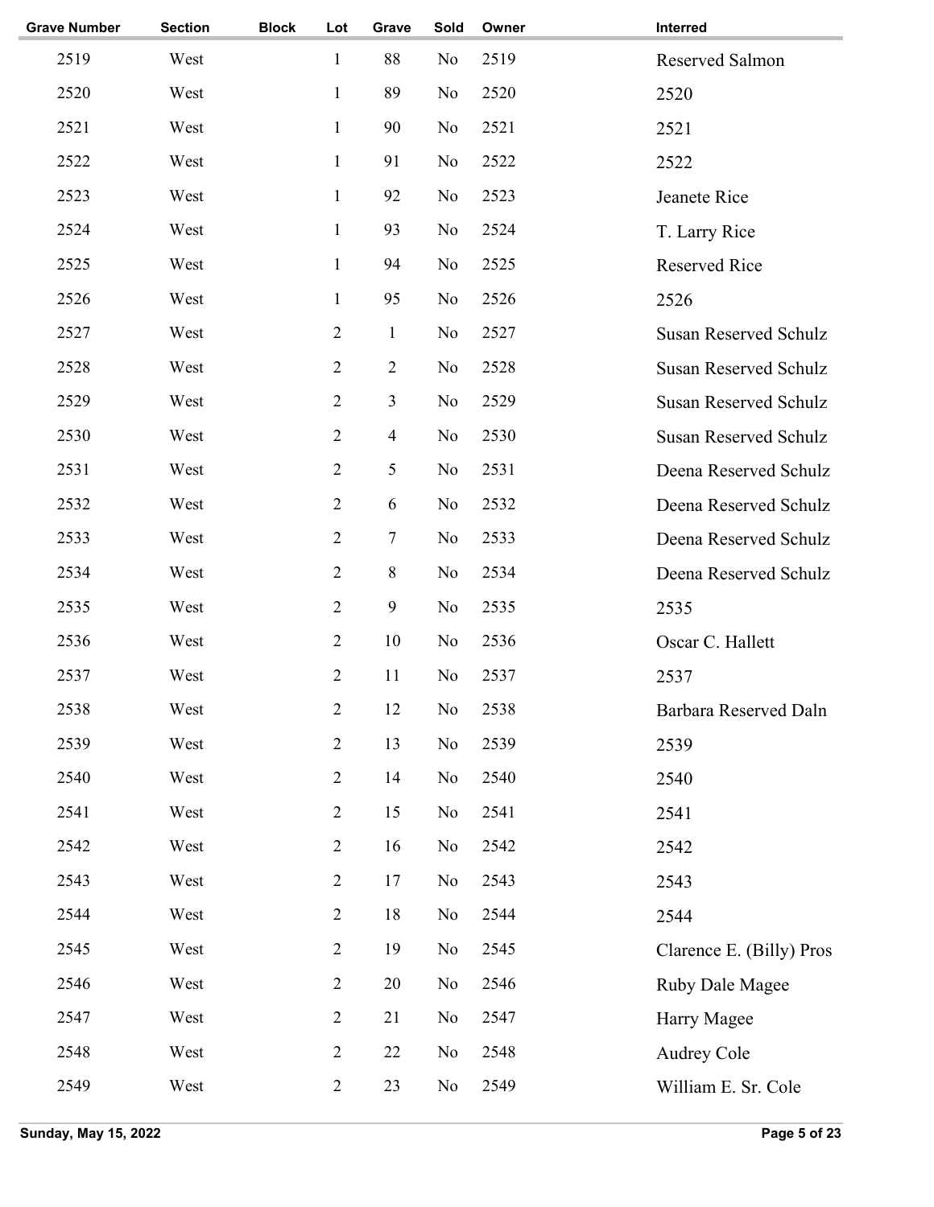| Grave Number | Section | Block | Lot | Grave | Sold | Owner | Interred |
|---|---|---|---|---|---|---|---|
| 2519 | West | | 1 | 88 | No | 2519 | Reserved Salmon |
| 2520 | West | | 1 | 89 | No | 2520 | 2520 |
| 2521 | West | | 1 | 90 | No | 2521 | 2521 |
| 2522 | West | | 1 | 91 | No | 2522 | 2522 |
| 2523 | West | | 1 | 92 | No | 2523 | Jeanete Rice |
| 2524 | West | | 1 | 93 | No | 2524 | T. Larry Rice |
| 2525 | West | | 1 | 94 | No | 2525 | Reserved Rice |
| 2526 | West | | 1 | 95 | No | 2526 | 2526 |
| 2527 | West | | 2 | 1 | No | 2527 | Susan Reserved Schulz |
| 2528 | West | | 2 | 2 | No | 2528 | Susan Reserved Schulz |
| 2529 | West | | 2 | 3 | No | 2529 | Susan Reserved Schulz |
| 2530 | West | | 2 | 4 | No | 2530 | Susan Reserved Schulz |
| 2531 | West | | 2 | 5 | No | 2531 | Deena Reserved Schulz |
| 2532 | West | | 2 | 6 | No | 2532 | Deena Reserved Schulz |
| 2533 | West | | 2 | 7 | No | 2533 | Deena Reserved Schulz |
| 2534 | West | | 2 | 8 | No | 2534 | Deena Reserved Schulz |
| 2535 | West | | 2 | 9 | No | 2535 | 2535 |
| 2536 | West | | 2 | 10 | No | 2536 | Oscar C. Hallett |
| 2537 | West | | 2 | 11 | No | 2537 | 2537 |
| 2538 | West | | 2 | 12 | No | 2538 | Barbara Reserved Daln |
| 2539 | West | | 2 | 13 | No | 2539 | 2539 |
| 2540 | West | | 2 | 14 | No | 2540 | 2540 |
| 2541 | West | | 2 | 15 | No | 2541 | 2541 |
| 2542 | West | | 2 | 16 | No | 2542 | 2542 |
| 2543 | West | | 2 | 17 | No | 2543 | 2543 |
| 2544 | West | | 2 | 18 | No | 2544 | 2544 |
| 2545 | West | | 2 | 19 | No | 2545 | Clarence E. (Billy) Pros |
| 2546 | West | | 2 | 20 | No | 2546 | Ruby Dale Magee |
| 2547 | West | | 2 | 21 | No | 2547 | Harry Magee |
| 2548 | West | | 2 | 22 | No | 2548 | Audrey Cole |
| 2549 | West | | 2 | 23 | No | 2549 | William E. Sr. Cole |

**Sunday, May 15, 2022**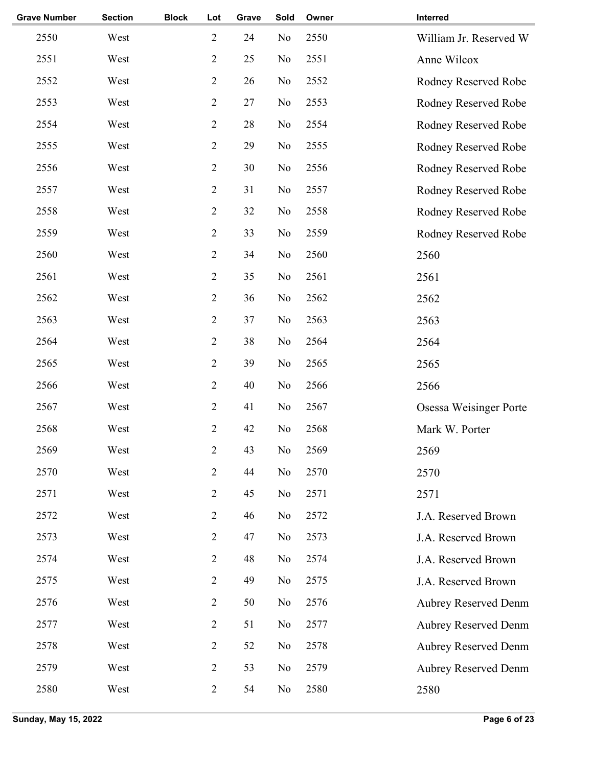| Grave Number | Section | Block | Lot | Grave | Sold | Owner | Interred |
|---|---|---|---|---|---|---|---|
| 2550 | West | | 2 | 24 | No | 2550 | William Jr. Reserved W |
| 2551 | West | | 2 | 25 | No | 2551 | Anne Wilcox |
| 2552 | West | | 2 | 26 | No | 2552 | Rodney Reserved Robe |
| 2553 | West | | 2 | 27 | No | 2553 | Rodney Reserved Robe |
| 2554 | West | | 2 | 28 | No | 2554 | Rodney Reserved Robe |
| 2555 | West | | 2 | 29 | No | 2555 | Rodney Reserved Robe |
| 2556 | West | | 2 | 30 | No | 2556 | Rodney Reserved Robe |
| 2557 | West | | 2 | 31 | No | 2557 | Rodney Reserved Robe |
| 2558 | West | | 2 | 32 | No | 2558 | Rodney Reserved Robe |
| 2559 | West | | 2 | 33 | No | 2559 | Rodney Reserved Robe |
| 2560 | West | | 2 | 34 | No | 2560 | 2560 |
| 2561 | West | | 2 | 35 | No | 2561 | 2561 |
| 2562 | West | | 2 | 36 | No | 2562 | 2562 |
| 2563 | West | | 2 | 37 | No | 2563 | 2563 |
| 2564 | West | | 2 | 38 | No | 2564 | 2564 |
| 2565 | West | | 2 | 39 | No | 2565 | 2565 |
| 2566 | West | | 2 | 40 | No | 2566 | 2566 |
| 2567 | West | | 2 | 41 | No | 2567 | Osessa Weisinger Porte |
| 2568 | West | | 2 | 42 | No | 2568 | Mark W. Porter |
| 2569 | West | | 2 | 43 | No | 2569 | 2569 |
| 2570 | West | | 2 | 44 | No | 2570 | 2570 |
| 2571 | West | | 2 | 45 | No | 2571 | 2571 |
| 2572 | West | | 2 | 46 | No | 2572 | J.A. Reserved Brown |
| 2573 | West | | 2 | 47 | No | 2573 | J.A. Reserved Brown |
| 2574 | West | | 2 | 48 | No | 2574 | J.A. Reserved Brown |
| 2575 | West | | 2 | 49 | No | 2575 | J.A. Reserved Brown |
| 2576 | West | | 2 | 50 | No | 2576 | Aubrey Reserved Denm |
| 2577 | West | | 2 | 51 | No | 2577 | Aubrey Reserved Denm |
| 2578 | West | | 2 | 52 | No | 2578 | Aubrey Reserved Denm |
| 2579 | West | | 2 | 53 | No | 2579 | Aubrey Reserved Denm |
| 2580 | West | | 2 | 54 | No | 2580 | 2580 |

Sunday, May 15, 2022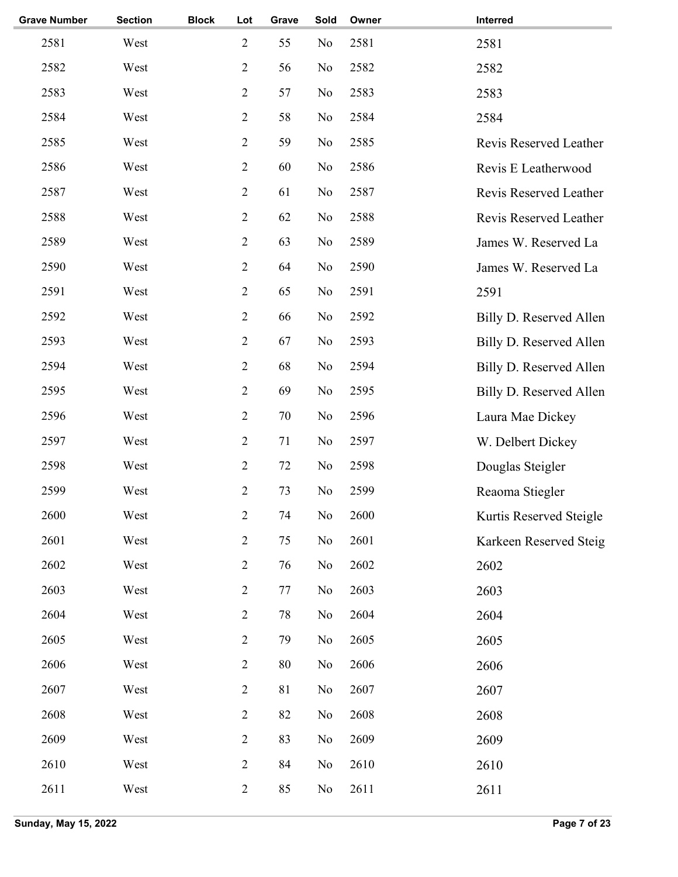| Grave Number | Section | Block | Lot | Grave | Sold | Owner | Interred |
|---|---|---|---|---|---|---|---|
| 2581 | West | | 2 | 55 | No | 2581 | 2581 |
| 2582 | West | | 2 | 56 | No | 2582 | 2582 |
| 2583 | West | | 2 | 57 | No | 2583 | 2583 |
| 2584 | West | | 2 | 58 | No | 2584 | 2584 |
| 2585 | West | | 2 | 59 | No | 2585 | Revis Reserved Leather |
| 2586 | West | | 2 | 60 | No | 2586 | Revis E Leatherwood |
| 2587 | West | | 2 | 61 | No | 2587 | Revis Reserved Leather |
| 2588 | West | | 2 | 62 | No | 2588 | Revis Reserved Leather |
| 2589 | West | | 2 | 63 | No | 2589 | James W. Reserved La |
| 2590 | West | | 2 | 64 | No | 2590 | James W. Reserved La |
| 2591 | West | | 2 | 65 | No | 2591 | 2591 |
| 2592 | West | | 2 | 66 | No | 2592 | Billy D. Reserved Allen |
| 2593 | West | | 2 | 67 | No | 2593 | Billy D. Reserved Allen |
| 2594 | West | | 2 | 68 | No | 2594 | Billy D. Reserved Allen |
| 2595 | West | | 2 | 69 | No | 2595 | Billy D. Reserved Allen |
| 2596 | West | | 2 | 70 | No | 2596 | Laura Mae Dickey |
| 2597 | West | | 2 | 71 | No | 2597 | W. Delbert Dickey |
| 2598 | West | | 2 | 72 | No | 2598 | Douglas Steigler |
| 2599 | West | | 2 | 73 | No | 2599 | Reaoma Stiegler |
| 2600 | West | | 2 | 74 | No | 2600 | Kurtis Reserved Steigle |
| 2601 | West | | 2 | 75 | No | 2601 | Karkeen Reserved Steig |
| 2602 | West | | 2 | 76 | No | 2602 | 2602 |
| 2603 | West | | 2 | 77 | No | 2603 | 2603 |
| 2604 | West | | 2 | 78 | No | 2604 | 2604 |
| 2605 | West | | 2 | 79 | No | 2605 | 2605 |
| 2606 | West | | 2 | 80 | No | 2606 | 2606 |
| 2607 | West | | 2 | 81 | No | 2607 | 2607 |
| 2608 | West | | 2 | 82 | No | 2608 | 2608 |
| 2609 | West | | 2 | 83 | No | 2609 | 2609 |
| 2610 | West | | 2 | 84 | No | 2610 | 2610 |
| 2611 | West | | 2 | 85 | No | 2611 | 2611 |

Sunday, May 15, 2022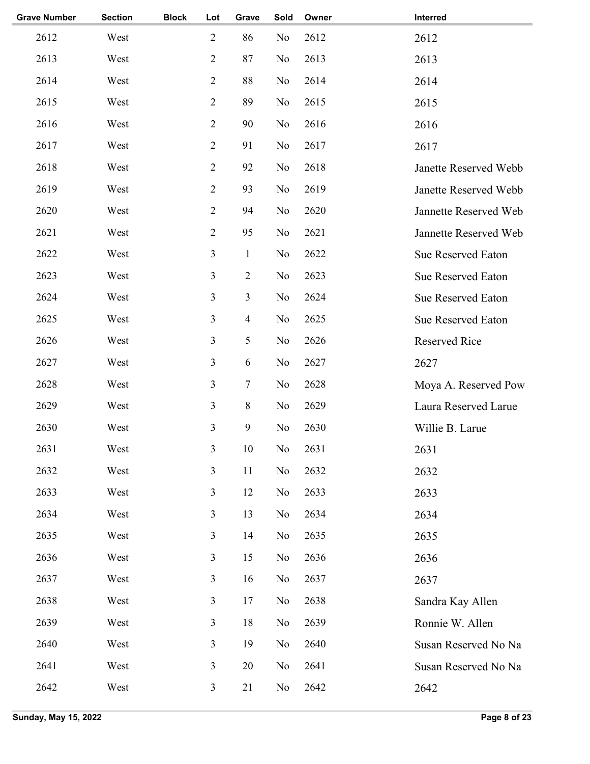| Grave Number | Section | Block | Lot | Grave | Sold | Owner | Interred |
|---|---|---|---|---|---|---|---|
| 2612 | West | | 2 | 86 | No | 2612 | 2612 |
| 2613 | West | | 2 | 87 | No | 2613 | 2613 |
| 2614 | West | | 2 | 88 | No | 2614 | 2614 |
| 2615 | West | | 2 | 89 | No | 2615 | 2615 |
| 2616 | West | | 2 | 90 | No | 2616 | 2616 |
| 2617 | West | | 2 | 91 | No | 2617 | 2617 |
| 2618 | West | | 2 | 92 | No | 2618 | Janette Reserved Webb |
| 2619 | West | | 2 | 93 | No | 2619 | Janette Reserved Webb |
| 2620 | West | | 2 | 94 | No | 2620 | Jannette Reserved Web |
| 2621 | West | | 2 | 95 | No | 2621 | Jannette Reserved Web |
| 2622 | West | | 3 | 1 | No | 2622 | Sue Reserved Eaton |
| 2623 | West | | 3 | 2 | No | 2623 | Sue Reserved Eaton |
| 2624 | West | | 3 | 3 | No | 2624 | Sue Reserved Eaton |
| 2625 | West | | 3 | 4 | No | 2625 | Sue Reserved Eaton |
| 2626 | West | | 3 | 5 | No | 2626 | Reserved Rice |
| 2627 | West | | 3 | 6 | No | 2627 | 2627 |
| 2628 | West | | 3 | 7 | No | 2628 | Moya A. Reserved Pow |
| 2629 | West | | 3 | 8 | No | 2629 | Laura Reserved Larue |
| 2630 | West | | 3 | 9 | No | 2630 | Willie B. Larue |
| 2631 | West | | 3 | 10 | No | 2631 | 2631 |
| 2632 | West | | 3 | 11 | No | 2632 | 2632 |
| 2633 | West | | 3 | 12 | No | 2633 | 2633 |
| 2634 | West | | 3 | 13 | No | 2634 | 2634 |
| 2635 | West | | 3 | 14 | No | 2635 | 2635 |
| 2636 | West | | 3 | 15 | No | 2636 | 2636 |
| 2637 | West | | 3 | 16 | No | 2637 | 2637 |
| 2638 | West | | 3 | 17 | No | 2638 | Sandra Kay Allen |
| 2639 | West | | 3 | 18 | No | 2639 | Ronnie W. Allen |
| 2640 | West | | 3 | 19 | No | 2640 | Susan Reserved No Na |
| 2641 | West | | 3 | 20 | No | 2641 | Susan Reserved No Na |
| 2642 | West | | 3 | 21 | No | 2642 | 2642 |

Sunday, May 15, 2022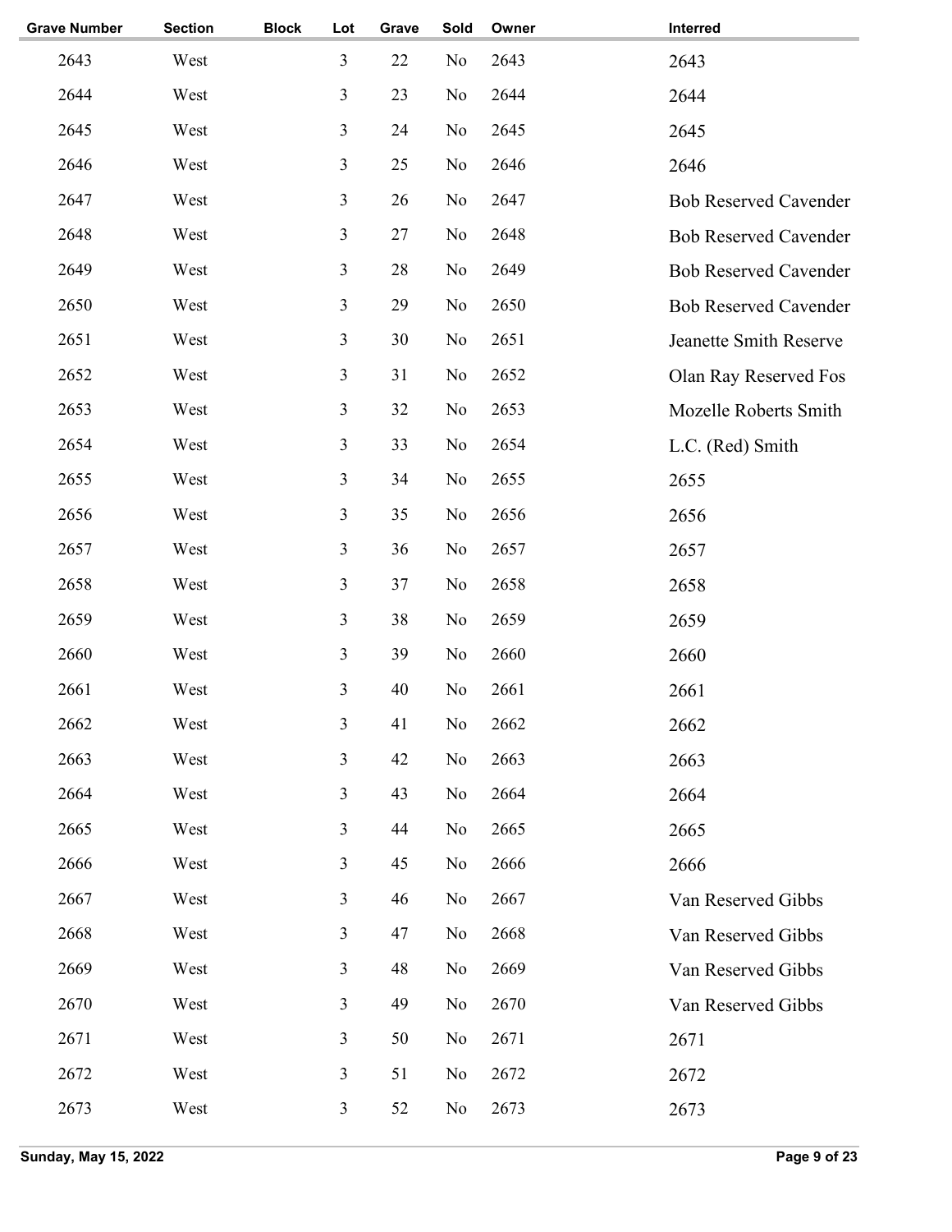| Grave Number | Section | Block | Lot | Grave | Sold | Owner | Interred |
|---|---|---|---|---|---|---|---|
| 2643 | West | | 3 | 22 | No | 2643 | 2643 |
| 2644 | West | | 3 | 23 | No | 2644 | 2644 |
| 2645 | West | | 3 | 24 | No | 2645 | 2645 |
| 2646 | West | | 3 | 25 | No | 2646 | 2646 |
| 2647 | West | | 3 | 26 | No | 2647 | Bob Reserved Cavender |
| 2648 | West | | 3 | 27 | No | 2648 | Bob Reserved Cavender |
| 2649 | West | | 3 | 28 | No | 2649 | Bob Reserved Cavender |
| 2650 | West | | 3 | 29 | No | 2650 | Bob Reserved Cavender |
| 2651 | West | | 3 | 30 | No | 2651 | Jeanette Smith Reserve |
| 2652 | West | | 3 | 31 | No | 2652 | Olan Ray Reserved Fos |
| 2653 | West | | 3 | 32 | No | 2653 | Mozelle Roberts Smith |
| 2654 | West | | 3 | 33 | No | 2654 | L.C. (Red) Smith |
| 2655 | West | | 3 | 34 | No | 2655 | 2655 |
| 2656 | West | | 3 | 35 | No | 2656 | 2656 |
| 2657 | West | | 3 | 36 | No | 2657 | 2657 |
| 2658 | West | | 3 | 37 | No | 2658 | 2658 |
| 2659 | West | | 3 | 38 | No | 2659 | 2659 |
| 2660 | West | | 3 | 39 | No | 2660 | 2660 |
| 2661 | West | | 3 | 40 | No | 2661 | 2661 |
| 2662 | West | | 3 | 41 | No | 2662 | 2662 |
| 2663 | West | | 3 | 42 | No | 2663 | 2663 |
| 2664 | West | | 3 | 43 | No | 2664 | 2664 |
| 2665 | West | | 3 | 44 | No | 2665 | 2665 |
| 2666 | West | | 3 | 45 | No | 2666 | 2666 |
| 2667 | West | | 3 | 46 | No | 2667 | Van Reserved Gibbs |
| 2668 | West | | 3 | 47 | No | 2668 | Van Reserved Gibbs |
| 2669 | West | | 3 | 48 | No | 2669 | Van Reserved Gibbs |
| 2670 | West | | 3 | 49 | No | 2670 | Van Reserved Gibbs |
| 2671 | West | | 3 | 50 | No | 2671 | 2671 |
| 2672 | West | | 3 | 51 | No | 2672 | 2672 |
| 2673 | West | | 3 | 52 | No | 2673 | 2673 |

Sunday, May 15, 2022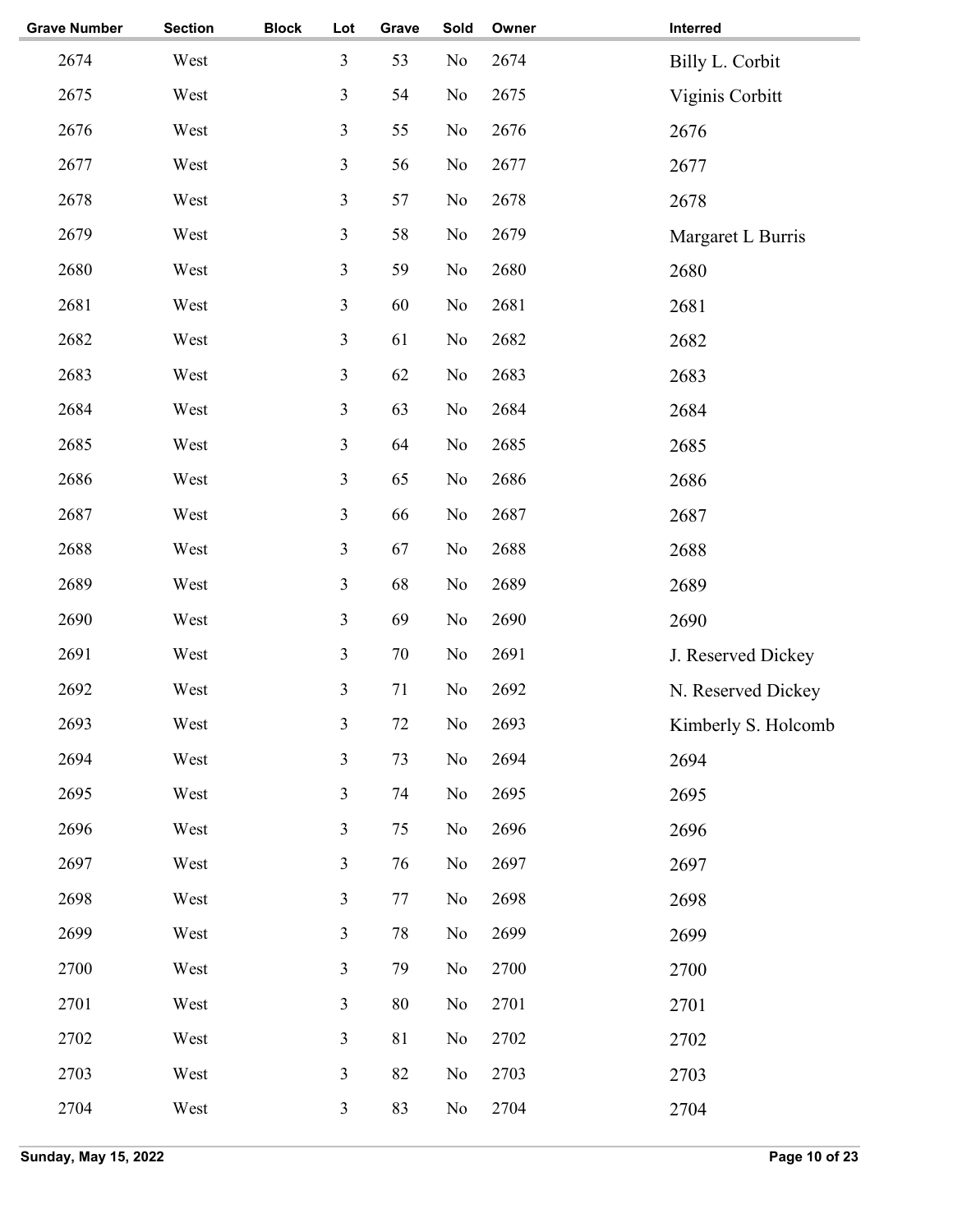| Grave Number | Section | Block | Lot | Grave | Sold | Owner | Interred |
|---|---|---|---|---|---|---|---|
| 2674 | West | | 3 | 53 | No | 2674 | Billy L. Corbit |
| 2675 | West | | 3 | 54 | No | 2675 | Viginis Corbitt |
| 2676 | West | | 3 | 55 | No | 2676 | 2676 |
| 2677 | West | | 3 | 56 | No | 2677 | 2677 |
| 2678 | West | | 3 | 57 | No | 2678 | 2678 |
| 2679 | West | | 3 | 58 | No | 2679 | Margaret L Burris |
| 2680 | West | | 3 | 59 | No | 2680 | 2680 |
| 2681 | West | | 3 | 60 | No | 2681 | 2681 |
| 2682 | West | | 3 | 61 | No | 2682 | 2682 |
| 2683 | West | | 3 | 62 | No | 2683 | 2683 |
| 2684 | West | | 3 | 63 | No | 2684 | 2684 |
| 2685 | West | | 3 | 64 | No | 2685 | 2685 |
| 2686 | West | | 3 | 65 | No | 2686 | 2686 |
| 2687 | West | | 3 | 66 | No | 2687 | 2687 |
| 2688 | West | | 3 | 67 | No | 2688 | 2688 |
| 2689 | West | | 3 | 68 | No | 2689 | 2689 |
| 2690 | West | | 3 | 69 | No | 2690 | 2690 |
| 2691 | West | | 3 | 70 | No | 2691 | J. Reserved Dickey |
| 2692 | West | | 3 | 71 | No | 2692 | N. Reserved Dickey |
| 2693 | West | | 3 | 72 | No | 2693 | Kimberly S. Holcomb |
| 2694 | West | | 3 | 73 | No | 2694 | 2694 |
| 2695 | West | | 3 | 74 | No | 2695 | 2695 |
| 2696 | West | | 3 | 75 | No | 2696 | 2696 |
| 2697 | West | | 3 | 76 | No | 2697 | 2697 |
| 2698 | West | | 3 | 77 | No | 2698 | 2698 |
| 2699 | West | | 3 | 78 | No | 2699 | 2699 |
| 2700 | West | | 3 | 79 | No | 2700 | 2700 |
| 2701 | West | | 3 | 80 | No | 2701 | 2701 |
| 2702 | West | | 3 | 81 | No | 2702 | 2702 |
| 2703 | West | | 3 | 82 | No | 2703 | 2703 |
| 2704 | West | | 3 | 83 | No | 2704 | 2704 |

Sunday, May 15, 2022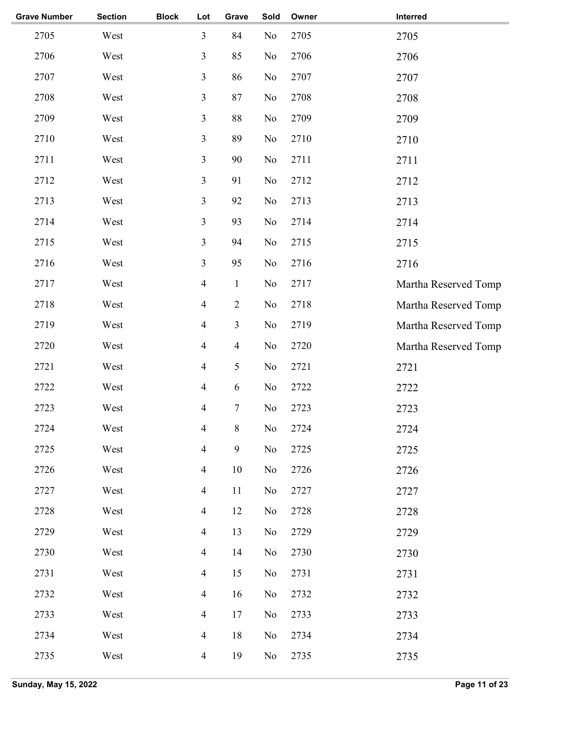| Grave Number | Section | Block | Lot | Grave | Sold | Owner | Interred |
|---|---|---|---|---|---|---|---|
| 2705 | West | | 3 | 84 | No | 2705 | 2705 |
| 2706 | West | | 3 | 85 | No | 2706 | 2706 |
| 2707 | West | | 3 | 86 | No | 2707 | 2707 |
| 2708 | West | | 3 | 87 | No | 2708 | 2708 |
| 2709 | West | | 3 | 88 | No | 2709 | 2709 |
| 2710 | West | | 3 | 89 | No | 2710 | 2710 |
| 2711 | West | | 3 | 90 | No | 2711 | 2711 |
| 2712 | West | | 3 | 91 | No | 2712 | 2712 |
| 2713 | West | | 3 | 92 | No | 2713 | 2713 |
| 2714 | West | | 3 | 93 | No | 2714 | 2714 |
| 2715 | West | | 3 | 94 | No | 2715 | 2715 |
| 2716 | West | | 3 | 95 | No | 2716 | 2716 |
| 2717 | West | | 4 | 1 | No | 2717 | Martha Reserved Tomp |
| 2718 | West | | 4 | 2 | No | 2718 | Martha Reserved Tomp |
| 2719 | West | | 4 | 3 | No | 2719 | Martha Reserved Tomp |
| 2720 | West | | 4 | 4 | No | 2720 | Martha Reserved Tomp |
| 2721 | West | | 4 | 5 | No | 2721 | 2721 |
| 2722 | West | | 4 | 6 | No | 2722 | 2722 |
| 2723 | West | | 4 | 7 | No | 2723 | 2723 |
| 2724 | West | | 4 | 8 | No | 2724 | 2724 |
| 2725 | West | | 4 | 9 | No | 2725 | 2725 |
| 2726 | West | | 4 | 10 | No | 2726 | 2726 |
| 2727 | West | | 4 | 11 | No | 2727 | 2727 |
| 2728 | West | | 4 | 12 | No | 2728 | 2728 |
| 2729 | West | | 4 | 13 | No | 2729 | 2729 |
| 2730 | West | | 4 | 14 | No | 2730 | 2730 |
| 2731 | West | | 4 | 15 | No | 2731 | 2731 |
| 2732 | West | | 4 | 16 | No | 2732 | 2732 |
| 2733 | West | | 4 | 17 | No | 2733 | 2733 |
| 2734 | West | | 4 | 18 | No | 2734 | 2734 |
| 2735 | West | | 4 | 19 | No | 2735 | 2735 |

Sunday, May 15, 2022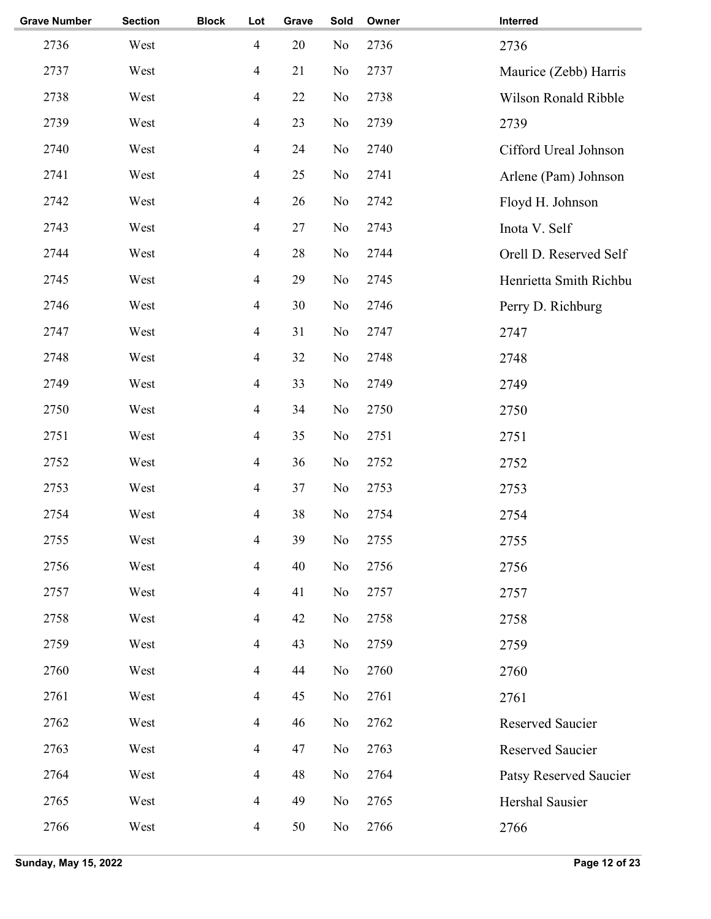| Grave Number | Section | Block | Lot | Grave | Sold | Owner | Interred |
|---|---|---|---|---|---|---|---|
| 2736 | West | | 4 | 20 | No | 2736 | 2736 |
| 2737 | West | | 4 | 21 | No | 2737 | Maurice (Zebb) Harris |
| 2738 | West | | 4 | 22 | No | 2738 | Wilson Ronald Ribble |
| 2739 | West | | 4 | 23 | No | 2739 | 2739 |
| 2740 | West | | 4 | 24 | No | 2740 | Cifford Ureal Johnson |
| 2741 | West | | 4 | 25 | No | 2741 | Arlene (Pam) Johnson |
| 2742 | West | | 4 | 26 | No | 2742 | Floyd H. Johnson |
| 2743 | West | | 4 | 27 | No | 2743 | Inota V. Self |
| 2744 | West | | 4 | 28 | No | 2744 | Orell D. Reserved Self |
| 2745 | West | | 4 | 29 | No | 2745 | Henrietta Smith Richbu |
| 2746 | West | | 4 | 30 | No | 2746 | Perry D. Richburg |
| 2747 | West | | 4 | 31 | No | 2747 | 2747 |
| 2748 | West | | 4 | 32 | No | 2748 | 2748 |
| 2749 | West | | 4 | 33 | No | 2749 | 2749 |
| 2750 | West | | 4 | 34 | No | 2750 | 2750 |
| 2751 | West | | 4 | 35 | No | 2751 | 2751 |
| 2752 | West | | 4 | 36 | No | 2752 | 2752 |
| 2753 | West | | 4 | 37 | No | 2753 | 2753 |
| 2754 | West | | 4 | 38 | No | 2754 | 2754 |
| 2755 | West | | 4 | 39 | No | 2755 | 2755 |
| 2756 | West | | 4 | 40 | No | 2756 | 2756 |
| 2757 | West | | 4 | 41 | No | 2757 | 2757 |
| 2758 | West | | 4 | 42 | No | 2758 | 2758 |
| 2759 | West | | 4 | 43 | No | 2759 | 2759 |
| 2760 | West | | 4 | 44 | No | 2760 | 2760 |
| 2761 | West | | 4 | 45 | No | 2761 | 2761 |
| 2762 | West | | 4 | 46 | No | 2762 | Reserved Saucier |
| 2763 | West | | 4 | 47 | No | 2763 | Reserved Saucier |
| 2764 | West | | 4 | 48 | No | 2764 | Patsy Reserved Saucier |
| 2765 | West | | 4 | 49 | No | 2765 | Hershal Sausier |
| 2766 | West | | 4 | 50 | No | 2766 | 2766 |

Sunday, May 15, 2022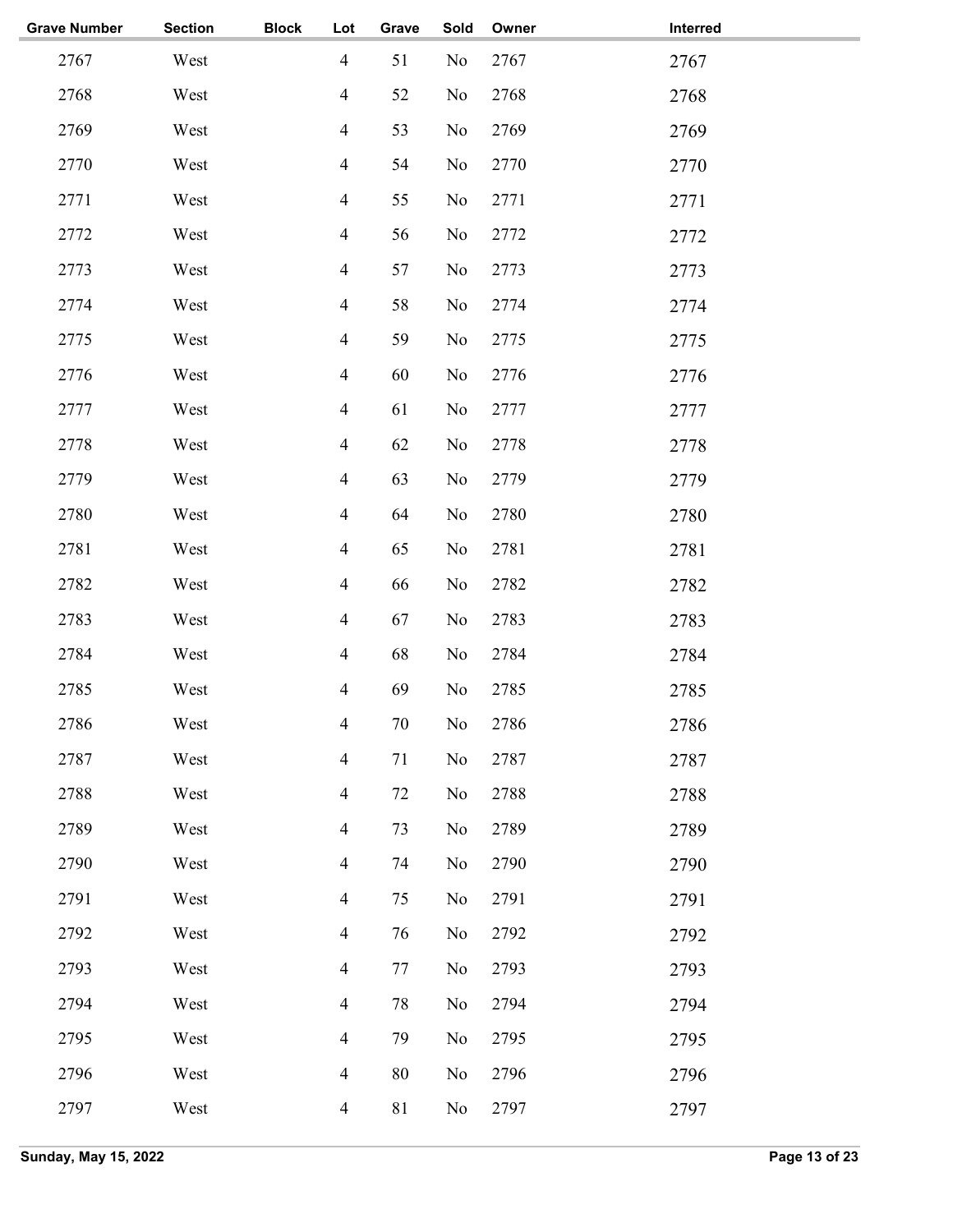| Grave Number | Section | Block | Lot | Grave | Sold | Owner | Interred |
|---|---|---|---|---|---|---|---|
| 2767 | West | | 4 | 51 | No | 2767 | 2767 |
| 2768 | West | | 4 | 52 | No | 2768 | 2768 |
| 2769 | West | | 4 | 53 | No | 2769 | 2769 |
| 2770 | West | | 4 | 54 | No | 2770 | 2770 |
| 2771 | West | | 4 | 55 | No | 2771 | 2771 |
| 2772 | West | | 4 | 56 | No | 2772 | 2772 |
| 2773 | West | | 4 | 57 | No | 2773 | 2773 |
| 2774 | West | | 4 | 58 | No | 2774 | 2774 |
| 2775 | West | | 4 | 59 | No | 2775 | 2775 |
| 2776 | West | | 4 | 60 | No | 2776 | 2776 |
| 2777 | West | | 4 | 61 | No | 2777 | 2777 |
| 2778 | West | | 4 | 62 | No | 2778 | 2778 |
| 2779 | West | | 4 | 63 | No | 2779 | 2779 |
| 2780 | West | | 4 | 64 | No | 2780 | 2780 |
| 2781 | West | | 4 | 65 | No | 2781 | 2781 |
| 2782 | West | | 4 | 66 | No | 2782 | 2782 |
| 2783 | West | | 4 | 67 | No | 2783 | 2783 |
| 2784 | West | | 4 | 68 | No | 2784 | 2784 |
| 2785 | West | | 4 | 69 | No | 2785 | 2785 |
| 2786 | West | | 4 | 70 | No | 2786 | 2786 |
| 2787 | West | | 4 | 71 | No | 2787 | 2787 |
| 2788 | West | | 4 | 72 | No | 2788 | 2788 |
| 2789 | West | | 4 | 73 | No | 2789 | 2789 |
| 2790 | West | | 4 | 74 | No | 2790 | 2790 |
| 2791 | West | | 4 | 75 | No | 2791 | 2791 |
| 2792 | West | | 4 | 76 | No | 2792 | 2792 |
| 2793 | West | | 4 | 77 | No | 2793 | 2793 |
| 2794 | West | | 4 | 78 | No | 2794 | 2794 |
| 2795 | West | | 4 | 79 | No | 2795 | 2795 |
| 2796 | West | | 4 | 80 | No | 2796 | 2796 |
| 2797 | West | | 4 | 81 | No | 2797 | 2797 |

Sunday, May 15, 2022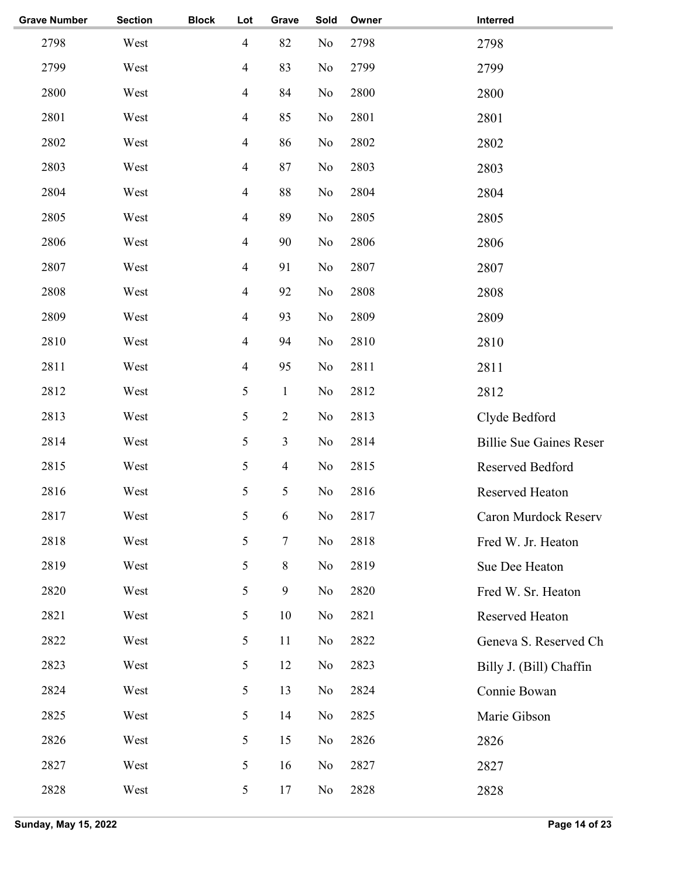| Grave Number | Section | Block | Lot | Grave | Sold | Owner | Interred |
|---|---|---|---|---|---|---|---|
| 2798 | West | | 4 | 82 | No | 2798 | 2798 |
| 2799 | West | | 4 | 83 | No | 2799 | 2799 |
| 2800 | West | | 4 | 84 | No | 2800 | 2800 |
| 2801 | West | | 4 | 85 | No | 2801 | 2801 |
| 2802 | West | | 4 | 86 | No | 2802 | 2802 |
| 2803 | West | | 4 | 87 | No | 2803 | 2803 |
| 2804 | West | | 4 | 88 | No | 2804 | 2804 |
| 2805 | West | | 4 | 89 | No | 2805 | 2805 |
| 2806 | West | | 4 | 90 | No | 2806 | 2806 |
| 2807 | West | | 4 | 91 | No | 2807 | 2807 |
| 2808 | West | | 4 | 92 | No | 2808 | 2808 |
| 2809 | West | | 4 | 93 | No | 2809 | 2809 |
| 2810 | West | | 4 | 94 | No | 2810 | 2810 |
| 2811 | West | | 4 | 95 | No | 2811 | 2811 |
| 2812 | West | | 5 | 1 | No | 2812 | 2812 |
| 2813 | West | | 5 | 2 | No | 2813 | Clyde Bedford |
| 2814 | West | | 5 | 3 | No | 2814 | Billie Sue Gaines Reser |
| 2815 | West | | 5 | 4 | No | 2815 | Reserved Bedford |
| 2816 | West | | 5 | 5 | No | 2816 | Reserved Heaton |
| 2817 | West | | 5 | 6 | No | 2817 | Caron Murdock Reserv |
| 2818 | West | | 5 | 7 | No | 2818 | Fred W. Jr. Heaton |
| 2819 | West | | 5 | 8 | No | 2819 | Sue Dee Heaton |
| 2820 | West | | 5 | 9 | No | 2820 | Fred W. Sr. Heaton |
| 2821 | West | | 5 | 10 | No | 2821 | Reserved Heaton |
| 2822 | West | | 5 | 11 | No | 2822 | Geneva S. Reserved Ch |
| 2823 | West | | 5 | 12 | No | 2823 | Billy J. (Bill) Chaffin |
| 2824 | West | | 5 | 13 | No | 2824 | Connie Bowan |
| 2825 | West | | 5 | 14 | No | 2825 | Marie Gibson |
| 2826 | West | | 5 | 15 | No | 2826 | 2826 |
| 2827 | West | | 5 | 16 | No | 2827 | 2827 |
| 2828 | West | | 5 | 17 | No | 2828 | 2828 |

Sunday, May 15, 2022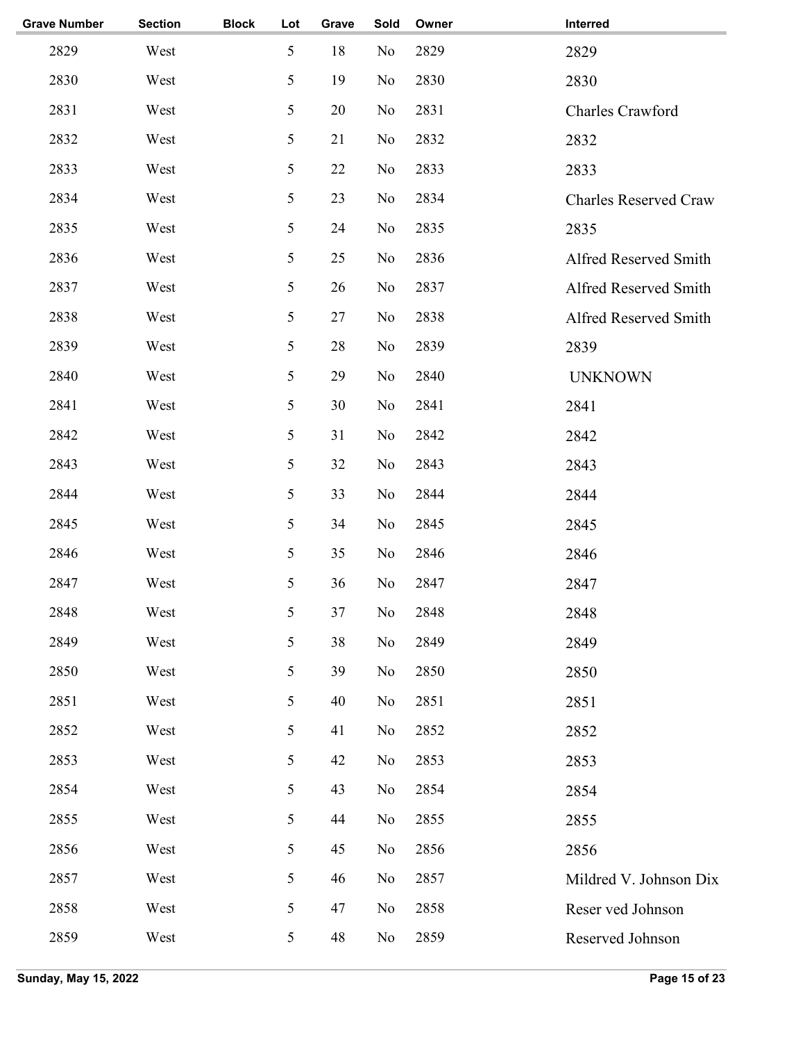| Grave Number | Section | Block | Lot | Grave | Sold | Owner | Interred |
|---|---|---|---|---|---|---|---|
| 2829 | West | | 5 | 18 | No | 2829 | 2829 |
| 2830 | West | | 5 | 19 | No | 2830 | 2830 |
| 2831 | West | | 5 | 20 | No | 2831 | Charles Crawford |
| 2832 | West | | 5 | 21 | No | 2832 | 2832 |
| 2833 | West | | 5 | 22 | No | 2833 | 2833 |
| 2834 | West | | 5 | 23 | No | 2834 | Charles Reserved Craw |
| 2835 | West | | 5 | 24 | No | 2835 | 2835 |
| 2836 | West | | 5 | 25 | No | 2836 | Alfred Reserved Smith |
| 2837 | West | | 5 | 26 | No | 2837 | Alfred Reserved Smith |
| 2838 | West | | 5 | 27 | No | 2838 | Alfred Reserved Smith |
| 2839 | West | | 5 | 28 | No | 2839 | 2839 |
| 2840 | West | | 5 | 29 | No | 2840 | UNKNOWN |
| 2841 | West | | 5 | 30 | No | 2841 | 2841 |
| 2842 | West | | 5 | 31 | No | 2842 | 2842 |
| 2843 | West | | 5 | 32 | No | 2843 | 2843 |
| 2844 | West | | 5 | 33 | No | 2844 | 2844 |
| 2845 | West | | 5 | 34 | No | 2845 | 2845 |
| 2846 | West | | 5 | 35 | No | 2846 | 2846 |
| 2847 | West | | 5 | 36 | No | 2847 | 2847 |
| 2848 | West | | 5 | 37 | No | 2848 | 2848 |
| 2849 | West | | 5 | 38 | No | 2849 | 2849 |
| 2850 | West | | 5 | 39 | No | 2850 | 2850 |
| 2851 | West | | 5 | 40 | No | 2851 | 2851 |
| 2852 | West | | 5 | 41 | No | 2852 | 2852 |
| 2853 | West | | 5 | 42 | No | 2853 | 2853 |
| 2854 | West | | 5 | 43 | No | 2854 | 2854 |
| 2855 | West | | 5 | 44 | No | 2855 | 2855 |
| 2856 | West | | 5 | 45 | No | 2856 | 2856 |
| 2857 | West | | 5 | 46 | No | 2857 | Mildred V. Johnson Dix |
| 2858 | West | | 5 | 47 | No | 2858 | Reser ved Johnson |
| 2859 | West | | 5 | 48 | No | 2859 | Reserved Johnson |

Sunday, May 15, 2022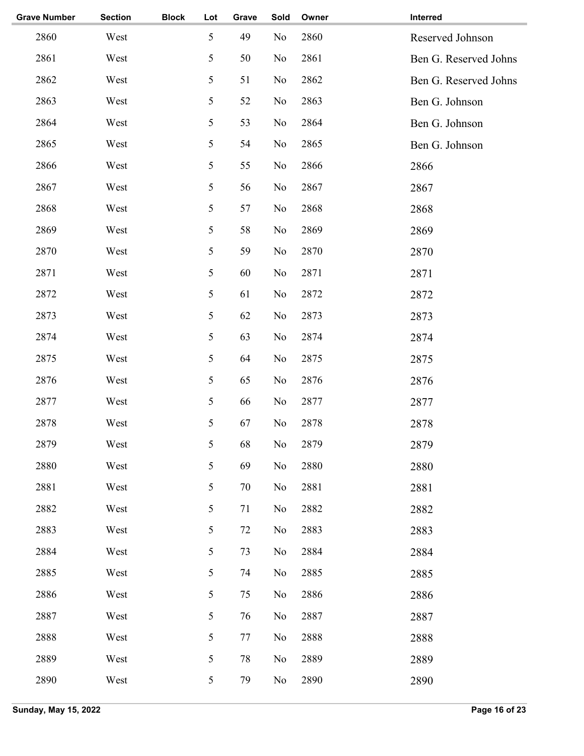| Grave Number | Section | Block | Lot | Grave | Sold | Owner | Interred |
|---|---|---|---|---|---|---|---|
| 2860 | West | | 5 | 49 | No | 2860 | Reserved Johnson |
| 2861 | West | | 5 | 50 | No | 2861 | Ben G. Reserved Johns |
| 2862 | West | | 5 | 51 | No | 2862 | Ben G. Reserved Johns |
| 2863 | West | | 5 | 52 | No | 2863 | Ben G. Johnson |
| 2864 | West | | 5 | 53 | No | 2864 | Ben G. Johnson |
| 2865 | West | | 5 | 54 | No | 2865 | Ben G. Johnson |
| 2866 | West | | 5 | 55 | No | 2866 | 2866 |
| 2867 | West | | 5 | 56 | No | 2867 | 2867 |
| 2868 | West | | 5 | 57 | No | 2868 | 2868 |
| 2869 | West | | 5 | 58 | No | 2869 | 2869 |
| 2870 | West | | 5 | 59 | No | 2870 | 2870 |
| 2871 | West | | 5 | 60 | No | 2871 | 2871 |
| 2872 | West | | 5 | 61 | No | 2872 | 2872 |
| 2873 | West | | 5 | 62 | No | 2873 | 2873 |
| 2874 | West | | 5 | 63 | No | 2874 | 2874 |
| 2875 | West | | 5 | 64 | No | 2875 | 2875 |
| 2876 | West | | 5 | 65 | No | 2876 | 2876 |
| 2877 | West | | 5 | 66 | No | 2877 | 2877 |
| 2878 | West | | 5 | 67 | No | 2878 | 2878 |
| 2879 | West | | 5 | 68 | No | 2879 | 2879 |
| 2880 | West | | 5 | 69 | No | 2880 | 2880 |
| 2881 | West | | 5 | 70 | No | 2881 | 2881 |
| 2882 | West | | 5 | 71 | No | 2882 | 2882 |
| 2883 | West | | 5 | 72 | No | 2883 | 2883 |
| 2884 | West | | 5 | 73 | No | 2884 | 2884 |
| 2885 | West | | 5 | 74 | No | 2885 | 2885 |
| 2886 | West | | 5 | 75 | No | 2886 | 2886 |
| 2887 | West | | 5 | 76 | No | 2887 | 2887 |
| 2888 | West | | 5 | 77 | No | 2888 | 2888 |
| 2889 | West | | 5 | 78 | No | 2889 | 2889 |
| 2890 | West | | 5 | 79 | No | 2890 | 2890 |

Sunday, May 15, 2022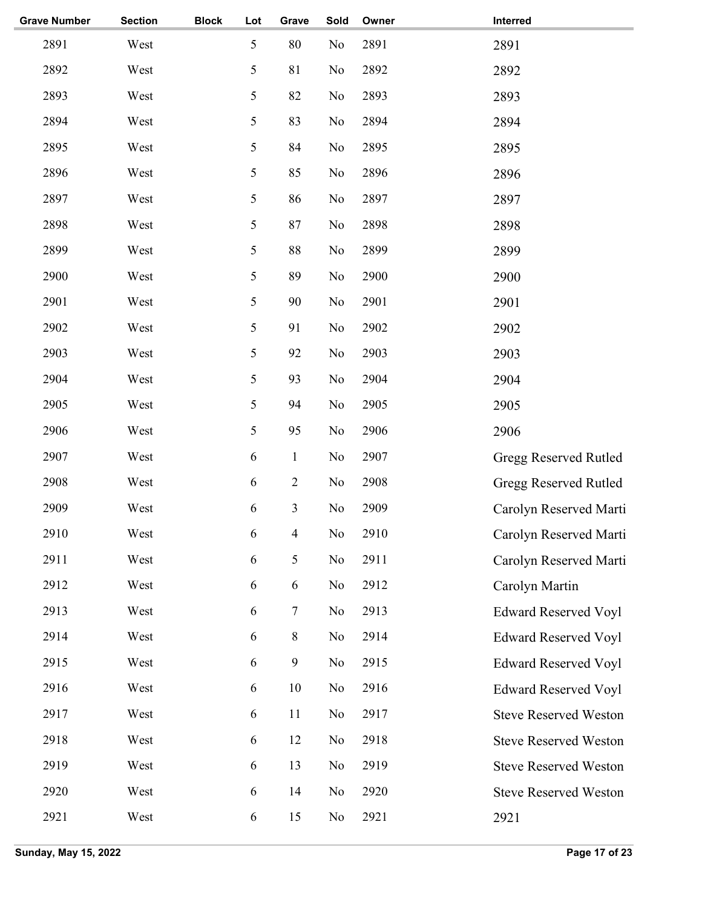| Grave Number | Section | Block | Lot | Grave | Sold | Owner | Interred |
|---|---|---|---|---|---|---|---|
| 2891 | West | | 5 | 80 | No | 2891 | 2891 |
| 2892 | West | | 5 | 81 | No | 2892 | 2892 |
| 2893 | West | | 5 | 82 | No | 2893 | 2893 |
| 2894 | West | | 5 | 83 | No | 2894 | 2894 |
| 2895 | West | | 5 | 84 | No | 2895 | 2895 |
| 2896 | West | | 5 | 85 | No | 2896 | 2896 |
| 2897 | West | | 5 | 86 | No | 2897 | 2897 |
| 2898 | West | | 5 | 87 | No | 2898 | 2898 |
| 2899 | West | | 5 | 88 | No | 2899 | 2899 |
| 2900 | West | | 5 | 89 | No | 2900 | 2900 |
| 2901 | West | | 5 | 90 | No | 2901 | 2901 |
| 2902 | West | | 5 | 91 | No | 2902 | 2902 |
| 2903 | West | | 5 | 92 | No | 2903 | 2903 |
| 2904 | West | | 5 | 93 | No | 2904 | 2904 |
| 2905 | West | | 5 | 94 | No | 2905 | 2905 |
| 2906 | West | | 5 | 95 | No | 2906 | 2906 |
| 2907 | West | | 6 | 1 | No | 2907 | Gregg Reserved Rutled |
| 2908 | West | | 6 | 2 | No | 2908 | Gregg Reserved Rutled |
| 2909 | West | | 6 | 3 | No | 2909 | Carolyn Reserved Marti |
| 2910 | West | | 6 | 4 | No | 2910 | Carolyn Reserved Marti |
| 2911 | West | | 6 | 5 | No | 2911 | Carolyn Reserved Marti |
| 2912 | West | | 6 | 6 | No | 2912 | Carolyn Martin |
| 2913 | West | | 6 | 7 | No | 2913 | Edward Reserved Voyl |
| 2914 | West | | 6 | 8 | No | 2914 | Edward Reserved Voyl |
| 2915 | West | | 6 | 9 | No | 2915 | Edward Reserved Voyl |
| 2916 | West | | 6 | 10 | No | 2916 | Edward Reserved Voyl |
| 2917 | West | | 6 | 11 | No | 2917 | Steve Reserved Weston |
| 2918 | West | | 6 | 12 | No | 2918 | Steve Reserved Weston |
| 2919 | West | | 6 | 13 | No | 2919 | Steve Reserved Weston |
| 2920 | West | | 6 | 14 | No | 2920 | Steve Reserved Weston |
| 2921 | West | | 6 | 15 | No | 2921 | 2921 |

Sunday, May 15, 2022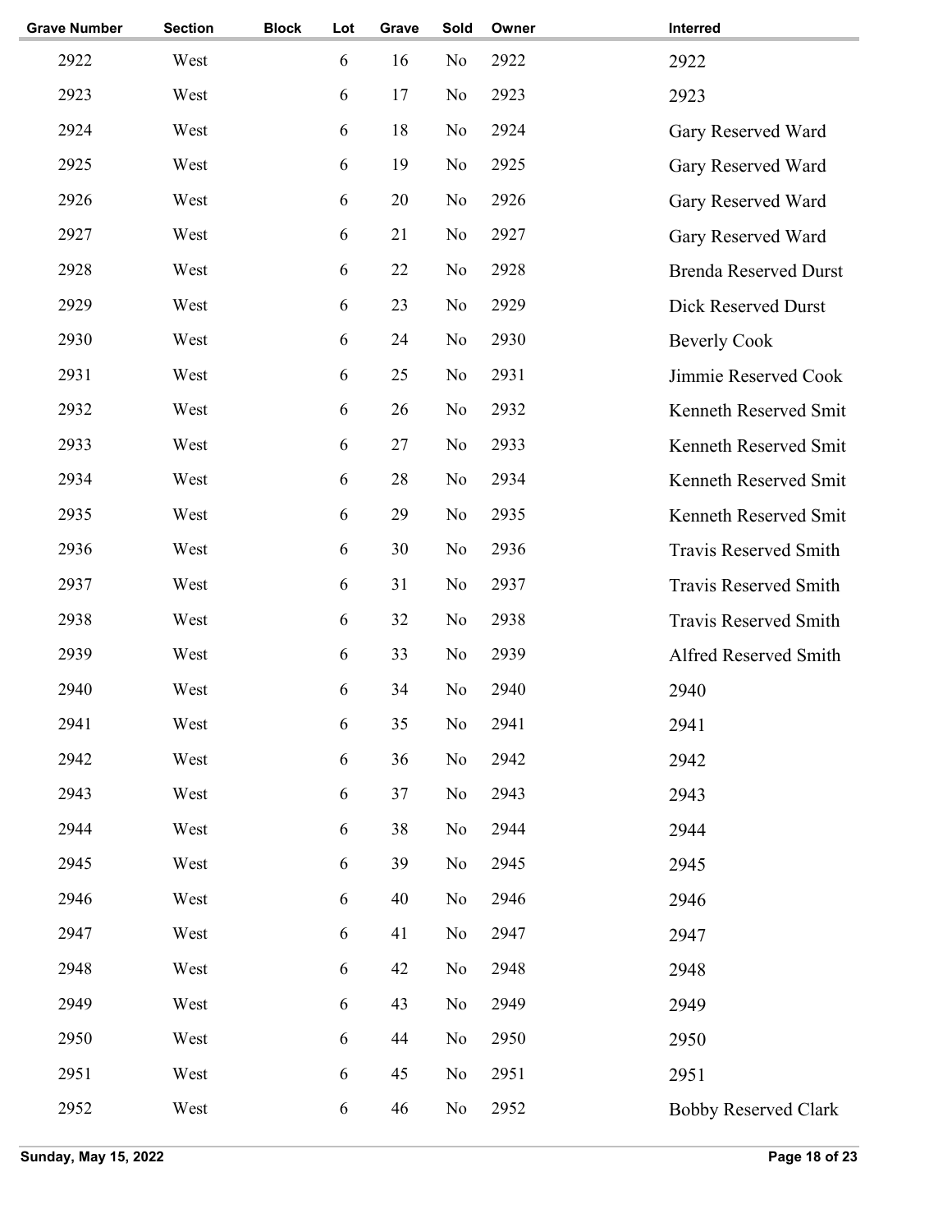| Grave Number | Section | Block | Lot | Grave | Sold | Owner | Interred |
|---|---|---|---|---|---|---|---|
| 2922 | West | | 6 | 16 | No | 2922 | 2922 |
| 2923 | West | | 6 | 17 | No | 2923 | 2923 |
| 2924 | West | | 6 | 18 | No | 2924 | Gary Reserved Ward |
| 2925 | West | | 6 | 19 | No | 2925 | Gary Reserved Ward |
| 2926 | West | | 6 | 20 | No | 2926 | Gary Reserved Ward |
| 2927 | West | | 6 | 21 | No | 2927 | Gary Reserved Ward |
| 2928 | West | | 6 | 22 | No | 2928 | Brenda Reserved Durst |
| 2929 | West | | 6 | 23 | No | 2929 | Dick Reserved Durst |
| 2930 | West | | 6 | 24 | No | 2930 | Beverly Cook |
| 2931 | West | | 6 | 25 | No | 2931 | Jimmie Reserved Cook |
| 2932 | West | | 6 | 26 | No | 2932 | Kenneth Reserved Smit |
| 2933 | West | | 6 | 27 | No | 2933 | Kenneth Reserved Smit |
| 2934 | West | | 6 | 28 | No | 2934 | Kenneth Reserved Smit |
| 2935 | West | | 6 | 29 | No | 2935 | Kenneth Reserved Smit |
| 2936 | West | | 6 | 30 | No | 2936 | Travis Reserved Smith |
| 2937 | West | | 6 | 31 | No | 2937 | Travis Reserved Smith |
| 2938 | West | | 6 | 32 | No | 2938 | Travis Reserved Smith |
| 2939 | West | | 6 | 33 | No | 2939 | Alfred Reserved Smith |
| 2940 | West | | 6 | 34 | No | 2940 | 2940 |
| 2941 | West | | 6 | 35 | No | 2941 | 2941 |
| 2942 | West | | 6 | 36 | No | 2942 | 2942 |
| 2943 | West | | 6 | 37 | No | 2943 | 2943 |
| 2944 | West | | 6 | 38 | No | 2944 | 2944 |
| 2945 | West | | 6 | 39 | No | 2945 | 2945 |
| 2946 | West | | 6 | 40 | No | 2946 | 2946 |
| 2947 | West | | 6 | 41 | No | 2947 | 2947 |
| 2948 | West | | 6 | 42 | No | 2948 | 2948 |
| 2949 | West | | 6 | 43 | No | 2949 | 2949 |
| 2950 | West | | 6 | 44 | No | 2950 | 2950 |
| 2951 | West | | 6 | 45 | No | 2951 | 2951 |
| 2952 | West | | 6 | 46 | No | 2952 | Bobby Reserved Clark |

Sunday, May 15, 2022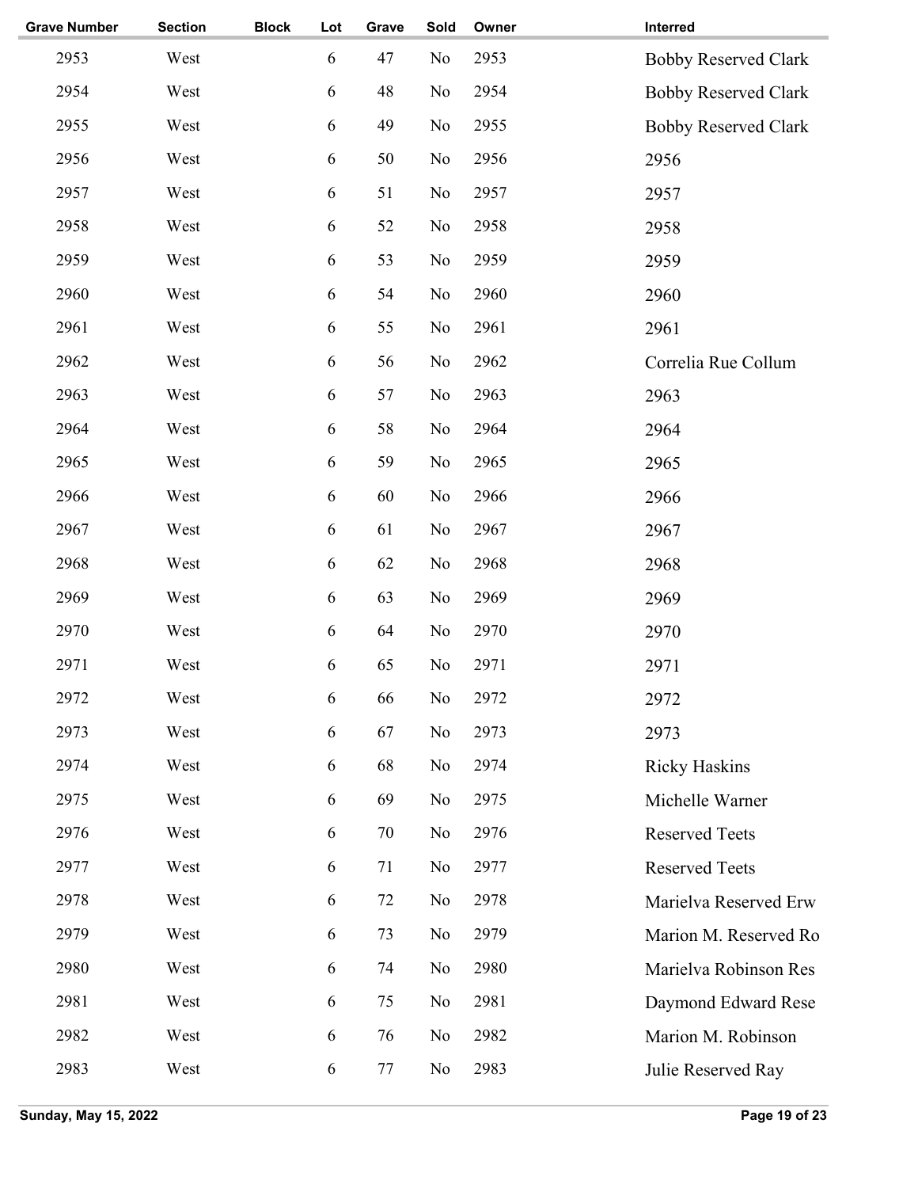| Grave Number | Section | Block | Lot | Grave | Sold | Owner | Interred |
|---|---|---|---|---|---|---|---|
| 2953 | West | | 6 | 47 | No | 2953 | Bobby Reserved Clark |
| 2954 | West | | 6 | 48 | No | 2954 | Bobby Reserved Clark |
| 2955 | West | | 6 | 49 | No | 2955 | Bobby Reserved Clark |
| 2956 | West | | 6 | 50 | No | 2956 | 2956 |
| 2957 | West | | 6 | 51 | No | 2957 | 2957 |
| 2958 | West | | 6 | 52 | No | 2958 | 2958 |
| 2959 | West | | 6 | 53 | No | 2959 | 2959 |
| 2960 | West | | 6 | 54 | No | 2960 | 2960 |
| 2961 | West | | 6 | 55 | No | 2961 | 2961 |
| 2962 | West | | 6 | 56 | No | 2962 | Correlia Rue Collum |
| 2963 | West | | 6 | 57 | No | 2963 | 2963 |
| 2964 | West | | 6 | 58 | No | 2964 | 2964 |
| 2965 | West | | 6 | 59 | No | 2965 | 2965 |
| 2966 | West | | 6 | 60 | No | 2966 | 2966 |
| 2967 | West | | 6 | 61 | No | 2967 | 2967 |
| 2968 | West | | 6 | 62 | No | 2968 | 2968 |
| 2969 | West | | 6 | 63 | No | 2969 | 2969 |
| 2970 | West | | 6 | 64 | No | 2970 | 2970 |
| 2971 | West | | 6 | 65 | No | 2971 | 2971 |
| 2972 | West | | 6 | 66 | No | 2972 | 2972 |
| 2973 | West | | 6 | 67 | No | 2973 | 2973 |
| 2974 | West | | 6 | 68 | No | 2974 | Ricky Haskins |
| 2975 | West | | 6 | 69 | No | 2975 | Michelle Warner |
| 2976 | West | | 6 | 70 | No | 2976 | Reserved Teets |
| 2977 | West | | 6 | 71 | No | 2977 | Reserved Teets |
| 2978 | West | | 6 | 72 | No | 2978 | Marielva Reserved Erw |
| 2979 | West | | 6 | 73 | No | 2979 | Marion M. Reserved Ro |
| 2980 | West | | 6 | 74 | No | 2980 | Marielva Robinson Res |
| 2981 | West | | 6 | 75 | No | 2981 | Daymond Edward Rese |
| 2982 | West | | 6 | 76 | No | 2982 | Marion M. Robinson |
| 2983 | West | | 6 | 77 | No | 2983 | Julie Reserved Ray |

Sunday, May 15, 2022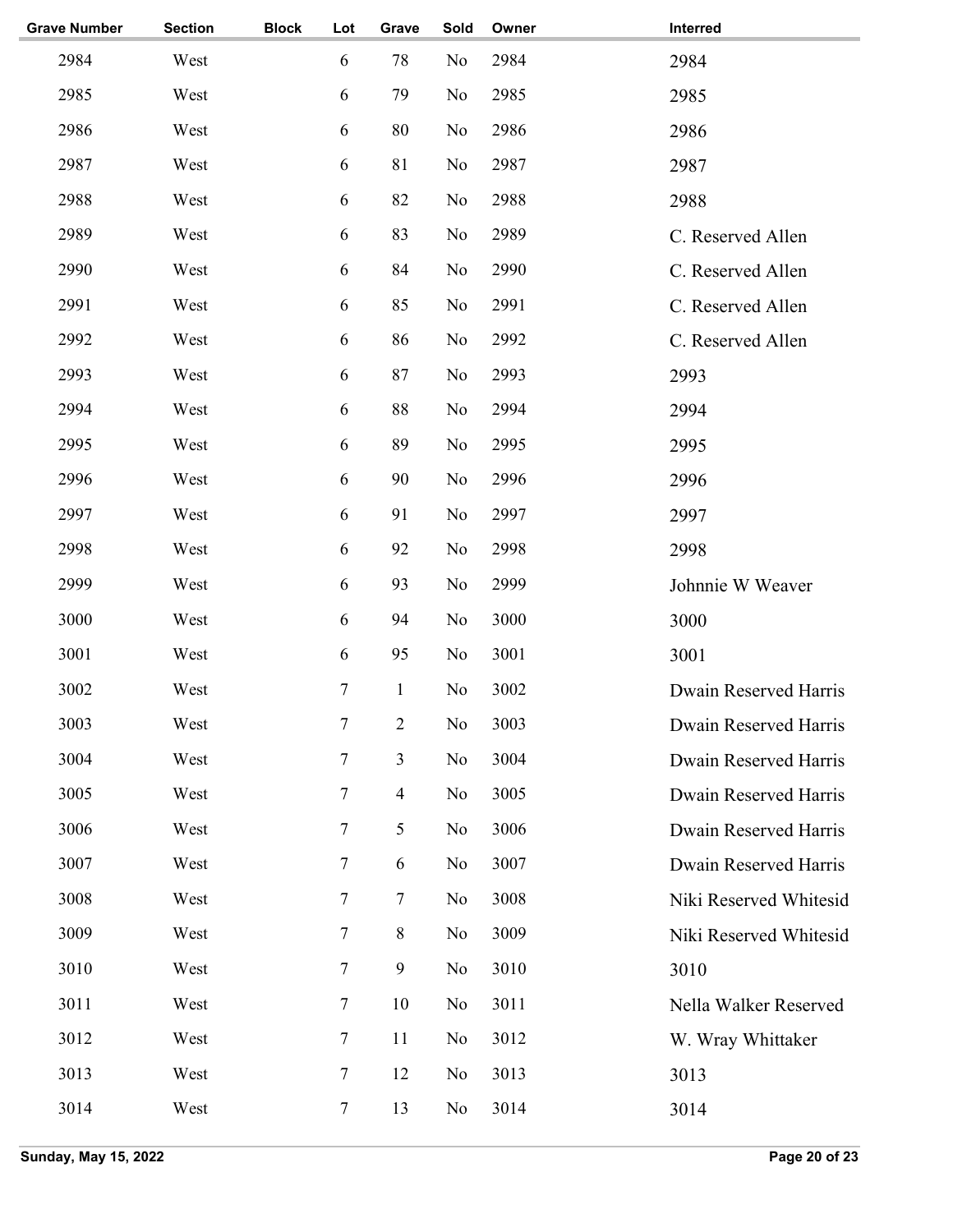| Grave Number | Section | Block | Lot | Grave | Sold | Owner | Interred |
|---|---|---|---|---|---|---|---|
| 2984 | West | | 6 | 78 | No | 2984 | 2984 |
| 2985 | West | | 6 | 79 | No | 2985 | 2985 |
| 2986 | West | | 6 | 80 | No | 2986 | 2986 |
| 2987 | West | | 6 | 81 | No | 2987 | 2987 |
| 2988 | West | | 6 | 82 | No | 2988 | 2988 |
| 2989 | West | | 6 | 83 | No | 2989 | C. Reserved Allen |
| 2990 | West | | 6 | 84 | No | 2990 | C. Reserved Allen |
| 2991 | West | | 6 | 85 | No | 2991 | C. Reserved Allen |
| 2992 | West | | 6 | 86 | No | 2992 | C. Reserved Allen |
| 2993 | West | | 6 | 87 | No | 2993 | 2993 |
| 2994 | West | | 6 | 88 | No | 2994 | 2994 |
| 2995 | West | | 6 | 89 | No | 2995 | 2995 |
| 2996 | West | | 6 | 90 | No | 2996 | 2996 |
| 2997 | West | | 6 | 91 | No | 2997 | 2997 |
| 2998 | West | | 6 | 92 | No | 2998 | 2998 |
| 2999 | West | | 6 | 93 | No | 2999 | Johnnie W Weaver |
| 3000 | West | | 6 | 94 | No | 3000 | 3000 |
| 3001 | West | | 6 | 95 | No | 3001 | 3001 |
| 3002 | West | | 7 | 1 | No | 3002 | Dwain Reserved Harris |
| 3003 | West | | 7 | 2 | No | 3003 | Dwain Reserved Harris |
| 3004 | West | | 7 | 3 | No | 3004 | Dwain Reserved Harris |
| 3005 | West | | 7 | 4 | No | 3005 | Dwain Reserved Harris |
| 3006 | West | | 7 | 5 | No | 3006 | Dwain Reserved Harris |
| 3007 | West | | 7 | 6 | No | 3007 | Dwain Reserved Harris |
| 3008 | West | | 7 | 7 | No | 3008 | Niki Reserved Whitesid |
| 3009 | West | | 7 | 8 | No | 3009 | Niki Reserved Whitesid |
| 3010 | West | | 7 | 9 | No | 3010 | 3010 |
| 3011 | West | | 7 | 10 | No | 3011 | Nella Walker Reserved |
| 3012 | West | | 7 | 11 | No | 3012 | W. Wray Whittaker |
| 3013 | West | | 7 | 12 | No | 3013 | 3013 |
| 3014 | West | | 7 | 13 | No | 3014 | 3014 |

Sunday, May 15, 2022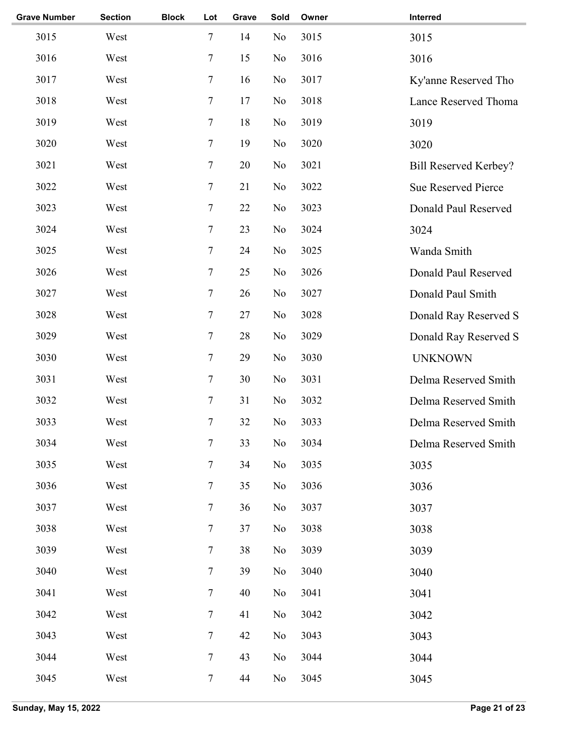| Grave Number | Section | Block | Lot | Grave | Sold | Owner | Interred |
|---|---|---|---|---|---|---|---|
| 3015 | West | | 7 | 14 | No | 3015 | 3015 |
| 3016 | West | | 7 | 15 | No | 3016 | 3016 |
| 3017 | West | | 7 | 16 | No | 3017 | Ky'anne Reserved Tho |
| 3018 | West | | 7 | 17 | No | 3018 | Lance Reserved Thoma |
| 3019 | West | | 7 | 18 | No | 3019 | 3019 |
| 3020 | West | | 7 | 19 | No | 3020 | 3020 |
| 3021 | West | | 7 | 20 | No | 3021 | Bill Reserved Kerbey? |
| 3022 | West | | 7 | 21 | No | 3022 | Sue Reserved Pierce |
| 3023 | West | | 7 | 22 | No | 3023 | Donald Paul Reserved |
| 3024 | West | | 7 | 23 | No | 3024 | 3024 |
| 3025 | West | | 7 | 24 | No | 3025 | Wanda Smith |
| 3026 | West | | 7 | 25 | No | 3026 | Donald Paul Reserved |
| 3027 | West | | 7 | 26 | No | 3027 | Donald Paul Smith |
| 3028 | West | | 7 | 27 | No | 3028 | Donald Ray Reserved S |
| 3029 | West | | 7 | 28 | No | 3029 | Donald Ray Reserved S |
| 3030 | West | | 7 | 29 | No | 3030 | UNKNOWN |
| 3031 | West | | 7 | 30 | No | 3031 | Delma Reserved Smith |
| 3032 | West | | 7 | 31 | No | 3032 | Delma Reserved Smith |
| 3033 | West | | 7 | 32 | No | 3033 | Delma Reserved Smith |
| 3034 | West | | 7 | 33 | No | 3034 | Delma Reserved Smith |
| 3035 | West | | 7 | 34 | No | 3035 | 3035 |
| 3036 | West | | 7 | 35 | No | 3036 | 3036 |
| 3037 | West | | 7 | 36 | No | 3037 | 3037 |
| 3038 | West | | 7 | 37 | No | 3038 | 3038 |
| 3039 | West | | 7 | 38 | No | 3039 | 3039 |
| 3040 | West | | 7 | 39 | No | 3040 | 3040 |
| 3041 | West | | 7 | 40 | No | 3041 | 3041 |
| 3042 | West | | 7 | 41 | No | 3042 | 3042 |
| 3043 | West | | 7 | 42 | No | 3043 | 3043 |
| 3044 | West | | 7 | 43 | No | 3044 | 3044 |
| 3045 | West | | 7 | 44 | No | 3045 | 3045 |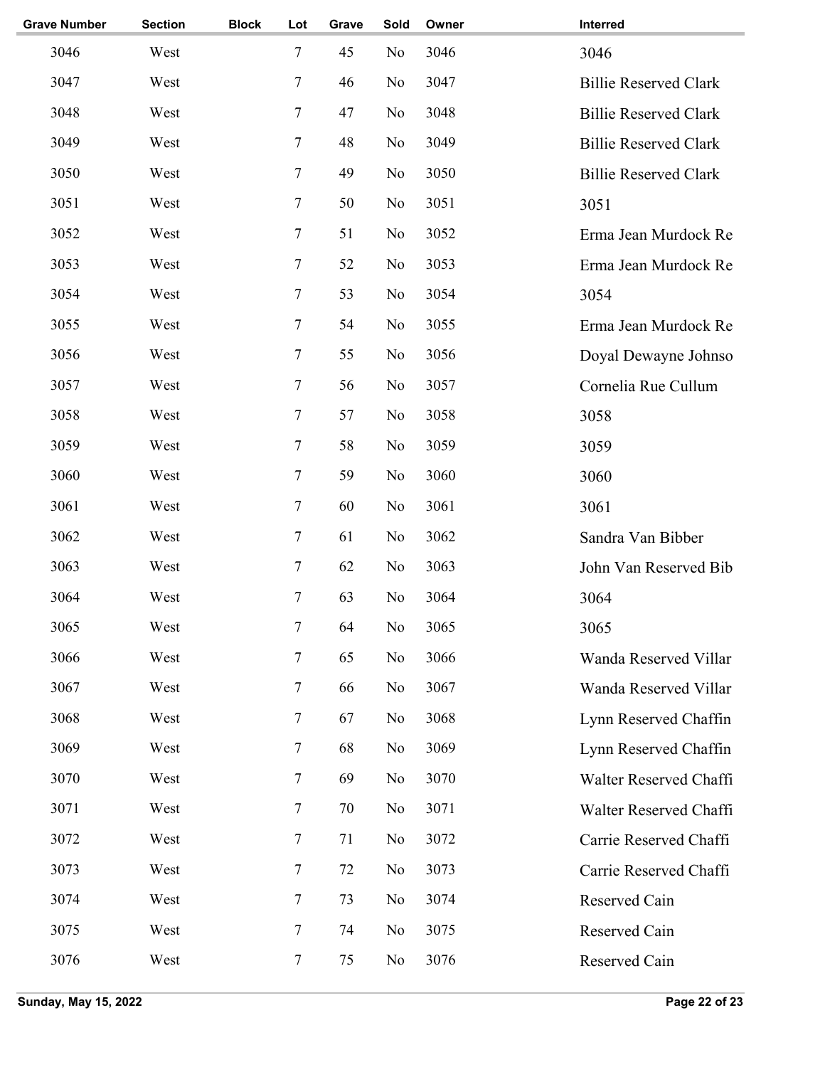| Grave Number | Section | Block | Lot | Grave | Sold | Owner | Interred |
|---|---|---|---|---|---|---|---|
| 3046 | West | | 7 | 45 | No | 3046 | 3046 |
| 3047 | West | | 7 | 46 | No | 3047 | Billie Reserved Clark |
| 3048 | West | | 7 | 47 | No | 3048 | Billie Reserved Clark |
| 3049 | West | | 7 | 48 | No | 3049 | Billie Reserved Clark |
| 3050 | West | | 7 | 49 | No | 3050 | Billie Reserved Clark |
| 3051 | West | | 7 | 50 | No | 3051 | 3051 |
| 3052 | West | | 7 | 51 | No | 3052 | Erma Jean Murdock Re |
| 3053 | West | | 7 | 52 | No | 3053 | Erma Jean Murdock Re |
| 3054 | West | | 7 | 53 | No | 3054 | 3054 |
| 3055 | West | | 7 | 54 | No | 3055 | Erma Jean Murdock Re |
| 3056 | West | | 7 | 55 | No | 3056 | Doyal Dewayne Johnso |
| 3057 | West | | 7 | 56 | No | 3057 | Cornelia Rue Cullum |
| 3058 | West | | 7 | 57 | No | 3058 | 3058 |
| 3059 | West | | 7 | 58 | No | 3059 | 3059 |
| 3060 | West | | 7 | 59 | No | 3060 | 3060 |
| 3061 | West | | 7 | 60 | No | 3061 | 3061 |
| 3062 | West | | 7 | 61 | No | 3062 | Sandra Van Bibber |
| 3063 | West | | 7 | 62 | No | 3063 | John Van Reserved Bib |
| 3064 | West | | 7 | 63 | No | 3064 | 3064 |
| 3065 | West | | 7 | 64 | No | 3065 | 3065 |
| 3066 | West | | 7 | 65 | No | 3066 | Wanda Reserved Villar |
| 3067 | West | | 7 | 66 | No | 3067 | Wanda Reserved Villar |
| 3068 | West | | 7 | 67 | No | 3068 | Lynn Reserved Chaffin |
| 3069 | West | | 7 | 68 | No | 3069 | Lynn Reserved Chaffin |
| 3070 | West | | 7 | 69 | No | 3070 | Walter Reserved Chaffi |
| 3071 | West | | 7 | 70 | No | 3071 | Walter Reserved Chaffi |
| 3072 | West | | 7 | 71 | No | 3072 | Carrie Reserved Chaffi |
| 3073 | West | | 7 | 72 | No | 3073 | Carrie Reserved Chaffi |
| 3074 | West | | 7 | 73 | No | 3074 | Reserved Cain |
| 3075 | West | | 7 | 74 | No | 3075 | Reserved Cain |
| 3076 | West | | 7 | 75 | No | 3076 | Reserved Cain |

Sunday, May 15, 2022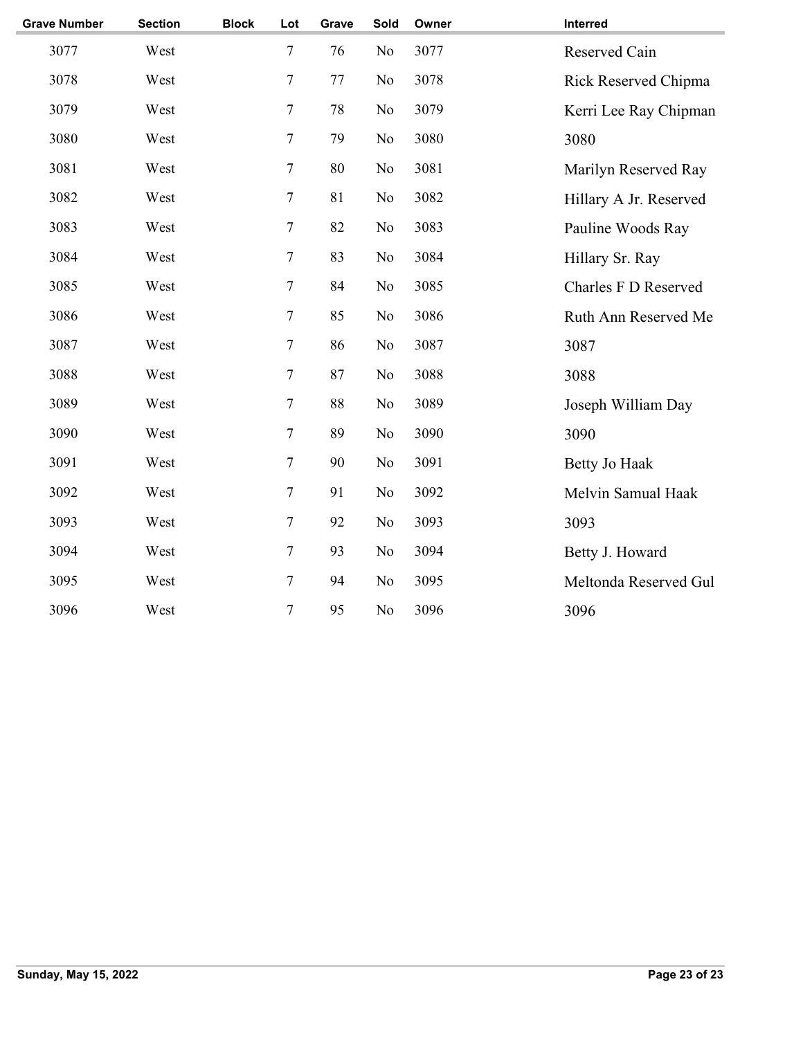| Grave Number | Section | Block | Lot | Grave | Sold | Owner | Interred |
| --- | --- | --- | --- | --- | --- | --- | --- |
| 3077 | West | | 7 | 76 | No | 3077 | Reserved Cain |
| 3078 | West | | 7 | 77 | No | 3078 | Rick Reserved Chipma |
| 3079 | West | | 7 | 78 | No | 3079 | Kerri Lee Ray Chipman |
| 3080 | West | | 7 | 79 | No | 3080 | 3080 |
| 3081 | West | | 7 | 80 | No | 3081 | Marilyn Reserved Ray |
| 3082 | West | | 7 | 81 | No | 3082 | Hillary A Jr. Reserved |
| 3083 | West | | 7 | 82 | No | 3083 | Pauline Woods Ray |
| 3084 | West | | 7 | 83 | No | 3084 | Hillary Sr. Ray |
| 3085 | West | | 7 | 84 | No | 3085 | Charles F D Reserved |
| 3086 | West | | 7 | 85 | No | 3086 | Ruth Ann Reserved Me |
| 3087 | West | | 7 | 86 | No | 3087 | 3087 |
| 3088 | West | | 7 | 87 | No | 3088 | 3088 |
| 3089 | West | | 7 | 88 | No | 3089 | Joseph William Day |
| 3090 | West | | 7 | 89 | No | 3090 | 3090 |
| 3091 | West | | 7 | 90 | No | 3091 | Betty Jo Haak |
| 3092 | West | | 7 | 91 | No | 3092 | Melvin Samual Haak |
| 3093 | West | | 7 | 92 | No | 3093 | 3093 |
| 3094 | West | | 7 | 93 | No | 3094 | Betty J. Howard |
| 3095 | West | | 7 | 94 | No | 3095 | Meltonda Reserved Gul |
| 3096 | West | | 7 | 95 | No | 3096 | 3096 |

Sunday, May 15, 2022